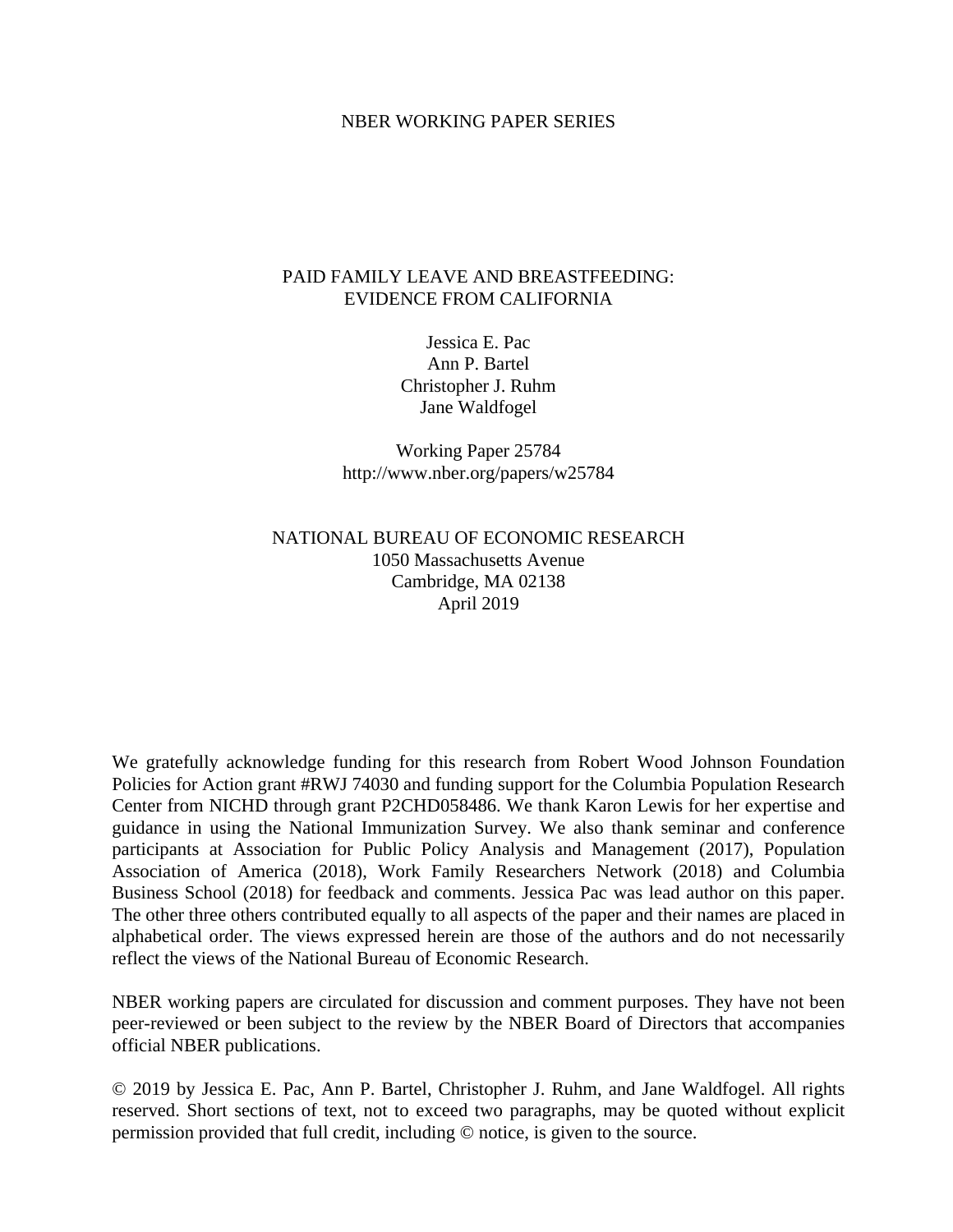NBER WORKING PAPER SERIES

# PAID FAMILY LEAVE AND BREASTFEEDING: EVIDENCE FROM CALIFORNIA

Jessica E. Pac
Ann P. Bartel
Christopher J. Ruhm
Jane Waldfogel

Working Paper 25784
http://www.nber.org/papers/w25784

NATIONAL BUREAU OF ECONOMIC RESEARCH
1050 Massachusetts Avenue
Cambridge, MA 02138
April 2019

We gratefully acknowledge funding for this research from Robert Wood Johnson Foundation Policies for Action grant #RWJ 74030 and funding support for the Columbia Population Research Center from NICHD through grant P2CHD058486. We thank Karon Lewis for her expertise and guidance in using the National Immunization Survey. We also thank seminar and conference participants at Association for Public Policy Analysis and Management (2017), Population Association of America (2018), Work Family Researchers Network (2018) and Columbia Business School (2018) for feedback and comments. Jessica Pac was lead author on this paper. The other three others contributed equally to all aspects of the paper and their names are placed in alphabetical order. The views expressed herein are those of the authors and do not necessarily reflect the views of the National Bureau of Economic Research.

NBER working papers are circulated for discussion and comment purposes. They have not been peer-reviewed or been subject to the review by the NBER Board of Directors that accompanies official NBER publications.

© 2019 by Jessica E. Pac, Ann P. Bartel, Christopher J. Ruhm, and Jane Waldfogel. All rights reserved. Short sections of text, not to exceed two paragraphs, may be quoted without explicit permission provided that full credit, including © notice, is given to the source.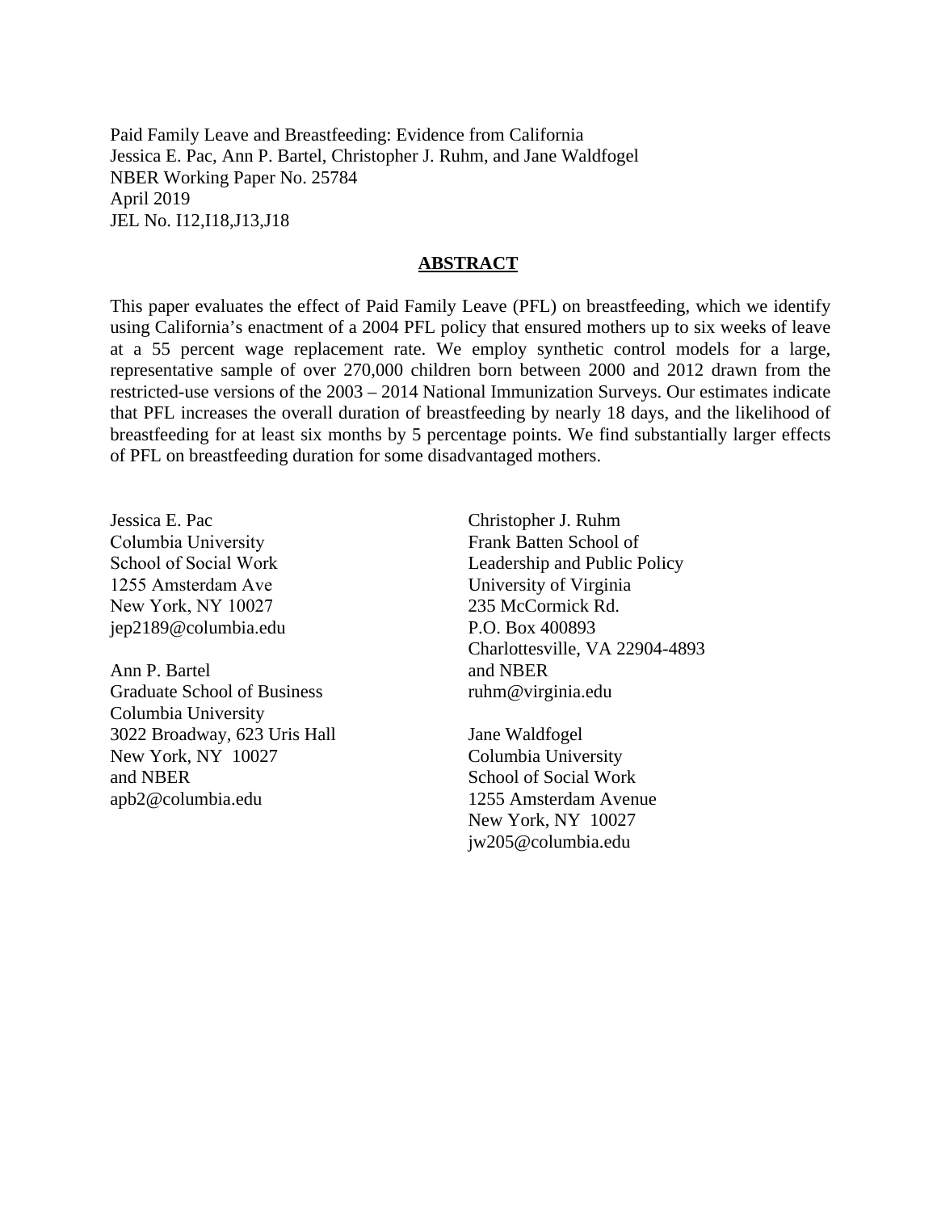Paid Family Leave and Breastfeeding: Evidence from California
Jessica E. Pac, Ann P. Bartel, Christopher J. Ruhm, and Jane Waldfogel
NBER Working Paper No. 25784
April 2019
JEL No. I12,I18,J13,J18

## ABSTRACT

This paper evaluates the effect of Paid Family Leave (PFL) on breastfeeding, which we identify using California's enactment of a 2004 PFL policy that ensured mothers up to six weeks of leave at a 55 percent wage replacement rate. We employ synthetic control models for a large, representative sample of over 270,000 children born between 2000 and 2012 drawn from the restricted-use versions of the 2003 – 2014 National Immunization Surveys. Our estimates indicate that PFL increases the overall duration of breastfeeding by nearly 18 days, and the likelihood of breastfeeding for at least six months by 5 percentage points. We find substantially larger effects of PFL on breastfeeding duration for some disadvantaged mothers.

Jessica E. Pac
Columbia University
School of Social Work
1255 Amsterdam Ave
New York, NY 10027
jep2189@columbia.edu

Ann P. Bartel
Graduate School of Business
Columbia University
3022 Broadway, 623 Uris Hall
New York, NY 10027
and NBER
apb2@columbia.edu

Christopher J. Ruhm
Frank Batten School of
Leadership and Public Policy
University of Virginia
235 McCormick Rd.
P.O. Box 400893
Charlottesville, VA 22904-4893
and NBER
ruhm@virginia.edu

Jane Waldfogel
Columbia University
School of Social Work
1255 Amsterdam Avenue
New York, NY 10027
jw205@columbia.edu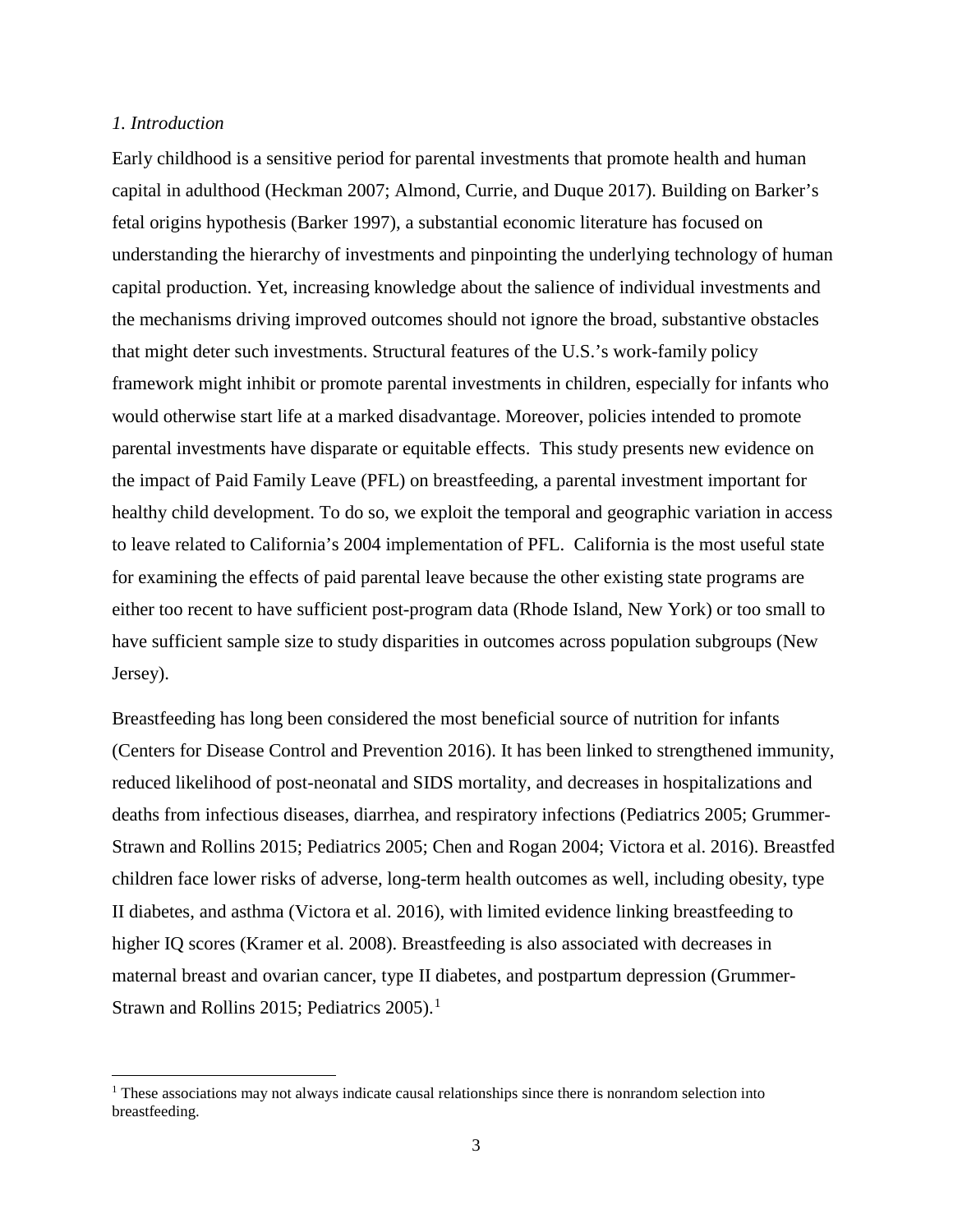## *1. Introduction*

Early childhood is a sensitive period for parental investments that promote health and human capital in adulthood (Heckman 2007; Almond, Currie, and Duque 2017). Building on Barker's fetal origins hypothesis (Barker 1997), a substantial economic literature has focused on understanding the hierarchy of investments and pinpointing the underlying technology of human capital production. Yet, increasing knowledge about the salience of individual investments and the mechanisms driving improved outcomes should not ignore the broad, substantive obstacles that might deter such investments. Structural features of the U.S.'s work-family policy framework might inhibit or promote parental investments in children, especially for infants who would otherwise start life at a marked disadvantage. Moreover, policies intended to promote parental investments have disparate or equitable effects. This study presents new evidence on the impact of Paid Family Leave (PFL) on breastfeeding, a parental investment important for healthy child development. To do so, we exploit the temporal and geographic variation in access to leave related to California's 2004 implementation of PFL. California is the most useful state for examining the effects of paid parental leave because the other existing state programs are either too recent to have sufficient post-program data (Rhode Island, New York) or too small to have sufficient sample size to study disparities in outcomes across population subgroups (New Jersey).

Breastfeeding has long been considered the most beneficial source of nutrition for infants (Centers for Disease Control and Prevention 2016). It has been linked to strengthened immunity, reduced likelihood of post-neonatal and SIDS mortality, and decreases in hospitalizations and deaths from infectious diseases, diarrhea, and respiratory infections (Pediatrics 2005; Grummer-Strawn and Rollins 2015; Pediatrics 2005; Chen and Rogan 2004; Victora et al. 2016). Breastfed children face lower risks of adverse, long-term health outcomes as well, including obesity, type II diabetes, and asthma (Victora et al. 2016), with limited evidence linking breastfeeding to higher IQ scores (Kramer et al. 2008). Breastfeeding is also associated with decreases in maternal breast and ovarian cancer, type II diabetes, and postpartum depression (Grummer-Strawn and Rollins 2015; Pediatrics 2005).[1]

[1] These associations may not always indicate causal relationships since there is nonrandom selection into breastfeeding.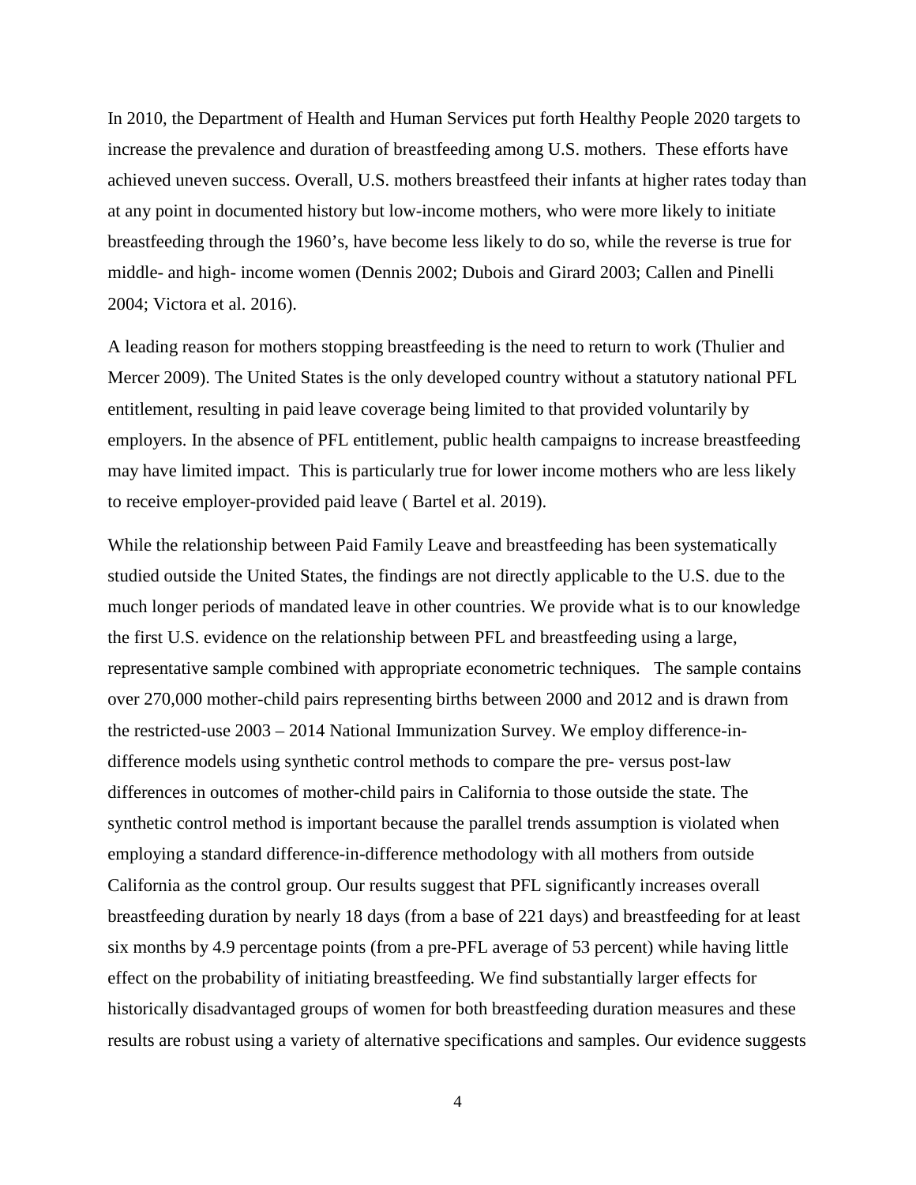In 2010, the Department of Health and Human Services put forth Healthy People 2020 targets to increase the prevalence and duration of breastfeeding among U.S. mothers. These efforts have achieved uneven success. Overall, U.S. mothers breastfeed their infants at higher rates today than at any point in documented history but low-income mothers, who were more likely to initiate breastfeeding through the 1960's, have become less likely to do so, while the reverse is true for middle- and high- income women (Dennis 2002; Dubois and Girard 2003; Callen and Pinelli 2004; Victora et al. 2016).

A leading reason for mothers stopping breastfeeding is the need to return to work (Thulier and Mercer 2009). The United States is the only developed country without a statutory national PFL entitlement, resulting in paid leave coverage being limited to that provided voluntarily by employers. In the absence of PFL entitlement, public health campaigns to increase breastfeeding may have limited impact. This is particularly true for lower income mothers who are less likely to receive employer-provided paid leave ( Bartel et al. 2019).

While the relationship between Paid Family Leave and breastfeeding has been systematically studied outside the United States, the findings are not directly applicable to the U.S. due to the much longer periods of mandated leave in other countries. We provide what is to our knowledge the first U.S. evidence on the relationship between PFL and breastfeeding using a large, representative sample combined with appropriate econometric techniques. The sample contains over 270,000 mother-child pairs representing births between 2000 and 2012 and is drawn from the restricted-use 2003 – 2014 National Immunization Survey. We employ difference-in-difference models using synthetic control methods to compare the pre- versus post-law differences in outcomes of mother-child pairs in California to those outside the state. The synthetic control method is important because the parallel trends assumption is violated when employing a standard difference-in-difference methodology with all mothers from outside California as the control group. Our results suggest that PFL significantly increases overall breastfeeding duration by nearly 18 days (from a base of 221 days) and breastfeeding for at least six months by 4.9 percentage points (from a pre-PFL average of 53 percent) while having little effect on the probability of initiating breastfeeding. We find substantially larger effects for historically disadvantaged groups of women for both breastfeeding duration measures and these results are robust using a variety of alternative specifications and samples. Our evidence suggests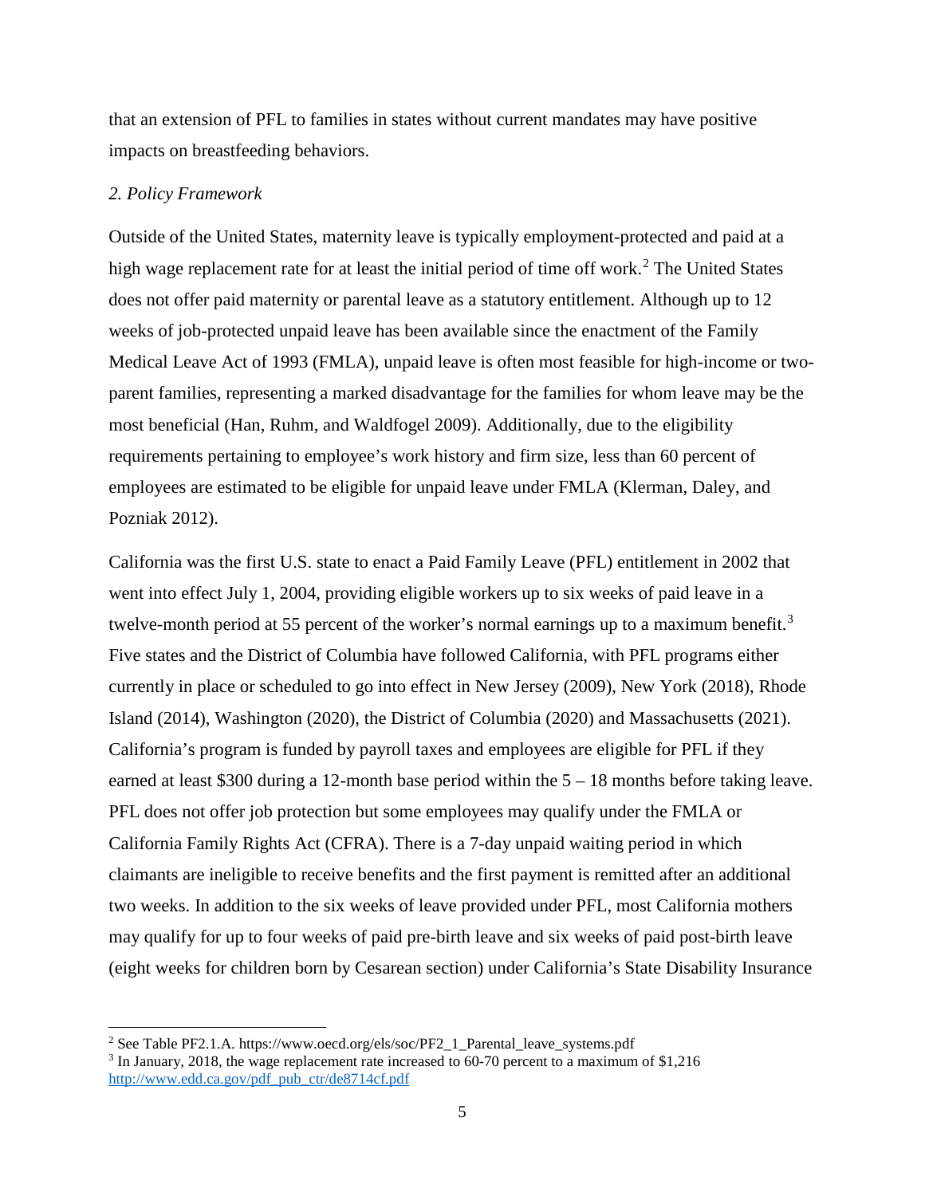that an extension of PFL to families in states without current mandates may have positive impacts on breastfeeding behaviors.

*2. Policy Framework*

Outside of the United States, maternity leave is typically employment-protected and paid at a high wage replacement rate for at least the initial period of time off work.[2] The United States does not offer paid maternity or parental leave as a statutory entitlement. Although up to 12 weeks of job-protected unpaid leave has been available since the enactment of the Family Medical Leave Act of 1993 (FMLA), unpaid leave is often most feasible for high-income or two-parent families, representing a marked disadvantage for the families for whom leave may be the most beneficial (Han, Ruhm, and Waldfogel 2009). Additionally, due to the eligibility requirements pertaining to employee's work history and firm size, less than 60 percent of employees are estimated to be eligible for unpaid leave under FMLA (Klerman, Daley, and Pozniak 2012).

California was the first U.S. state to enact a Paid Family Leave (PFL) entitlement in 2002 that went into effect July 1, 2004, providing eligible workers up to six weeks of paid leave in a twelve-month period at 55 percent of the worker's normal earnings up to a maximum benefit.[3] Five states and the District of Columbia have followed California, with PFL programs either currently in place or scheduled to go into effect in New Jersey (2009), New York (2018), Rhode Island (2014), Washington (2020), the District of Columbia (2020) and Massachusetts (2021). California's program is funded by payroll taxes and employees are eligible for PFL if they earned at least \$300 during a 12-month base period within the 5 – 18 months before taking leave. PFL does not offer job protection but some employees may qualify under the FMLA or California Family Rights Act (CFRA). There is a 7-day unpaid waiting period in which claimants are ineligible to receive benefits and the first payment is remitted after an additional two weeks. In addition to the six weeks of leave provided under PFL, most California mothers may qualify for up to four weeks of paid pre-birth leave and six weeks of paid post-birth leave (eight weeks for children born by Cesarean section) under California's State Disability Insurance

---

[2] See Table PF2.1.A. https://www.oecd.org/els/soc/PF2_1_Parental_leave_systems.pdf

[3] In January, 2018, the wage replacement rate increased to 60-70 percent to a maximum of \$1,216 http://www.edd.ca.gov/pdf_pub_ctr/de8714cf.pdf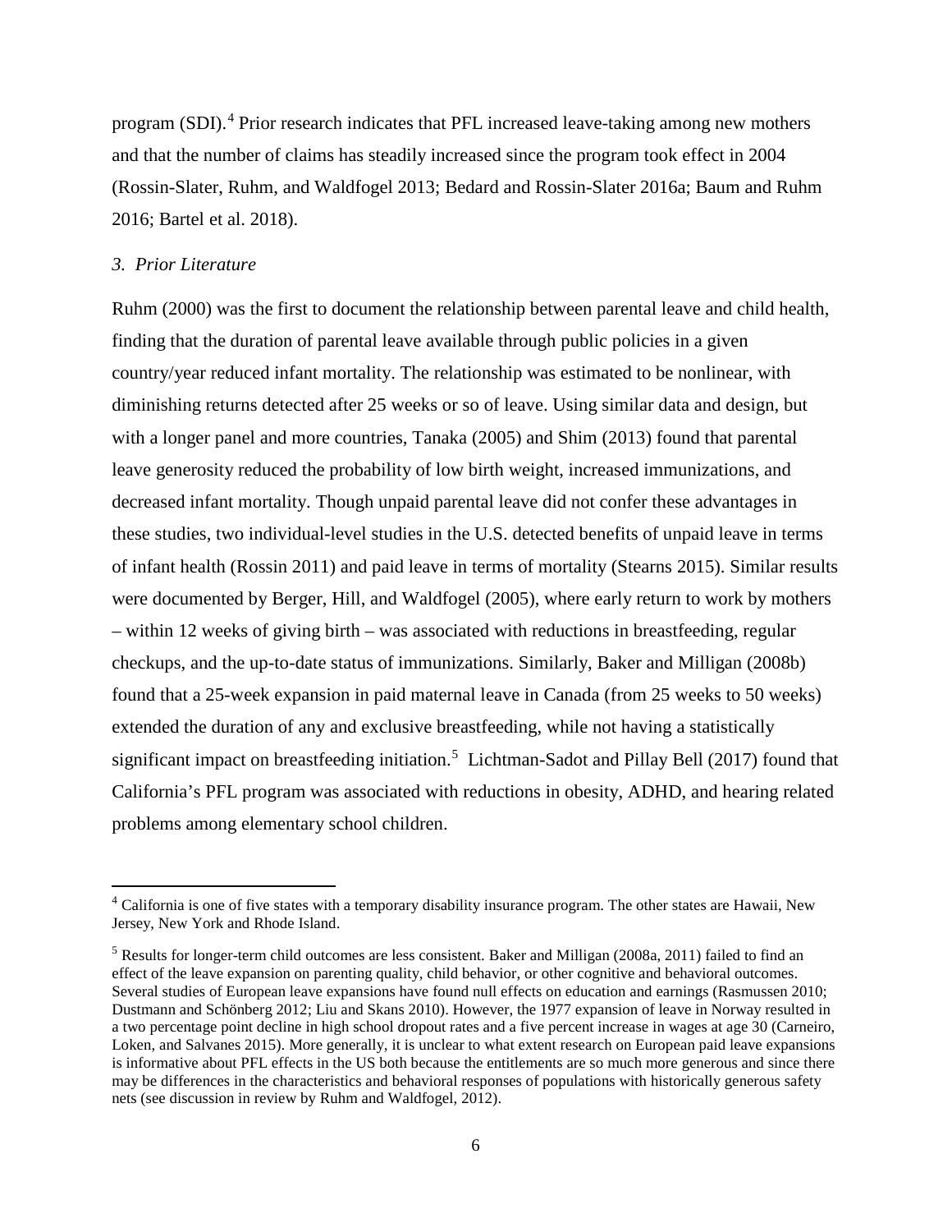program (SDI).[4] Prior research indicates that PFL increased leave-taking among new mothers and that the number of claims has steadily increased since the program took effect in 2004 (Rossin-Slater, Ruhm, and Waldfogel 2013; Bedard and Rossin-Slater 2016a; Baum and Ruhm 2016; Bartel et al. 2018).

### *3. Prior Literature*

Ruhm (2000) was the first to document the relationship between parental leave and child health, finding that the duration of parental leave available through public policies in a given country/year reduced infant mortality. The relationship was estimated to be nonlinear, with diminishing returns detected after 25 weeks or so of leave. Using similar data and design, but with a longer panel and more countries, Tanaka (2005) and Shim (2013) found that parental leave generosity reduced the probability of low birth weight, increased immunizations, and decreased infant mortality. Though unpaid parental leave did not confer these advantages in these studies, two individual-level studies in the U.S. detected benefits of unpaid leave in terms of infant health (Rossin 2011) and paid leave in terms of mortality (Stearns 2015). Similar results were documented by Berger, Hill, and Waldfogel (2005), where early return to work by mothers – within 12 weeks of giving birth – was associated with reductions in breastfeeding, regular checkups, and the up-to-date status of immunizations. Similarly, Baker and Milligan (2008b) found that a 25-week expansion in paid maternal leave in Canada (from 25 weeks to 50 weeks) extended the duration of any and exclusive breastfeeding, while not having a statistically significant impact on breastfeeding initiation.[5] Lichtman-Sadot and Pillay Bell (2017) found that California's PFL program was associated with reductions in obesity, ADHD, and hearing related problems among elementary school children.

---

[4] California is one of five states with a temporary disability insurance program. The other states are Hawaii, New Jersey, New York and Rhode Island.

[5] Results for longer-term child outcomes are less consistent. Baker and Milligan (2008a, 2011) failed to find an effect of the leave expansion on parenting quality, child behavior, or other cognitive and behavioral outcomes. Several studies of European leave expansions have found null effects on education and earnings (Rasmussen 2010; Dustmann and Schönberg 2012; Liu and Skans 2010). However, the 1977 expansion of leave in Norway resulted in a two percentage point decline in high school dropout rates and a five percent increase in wages at age 30 (Carneiro, Loken, and Salvanes 2015). More generally, it is unclear to what extent research on European paid leave expansions is informative about PFL effects in the US both because the entitlements are so much more generous and since there may be differences in the characteristics and behavioral responses of populations with historically generous safety nets (see discussion in review by Ruhm and Waldfogel, 2012).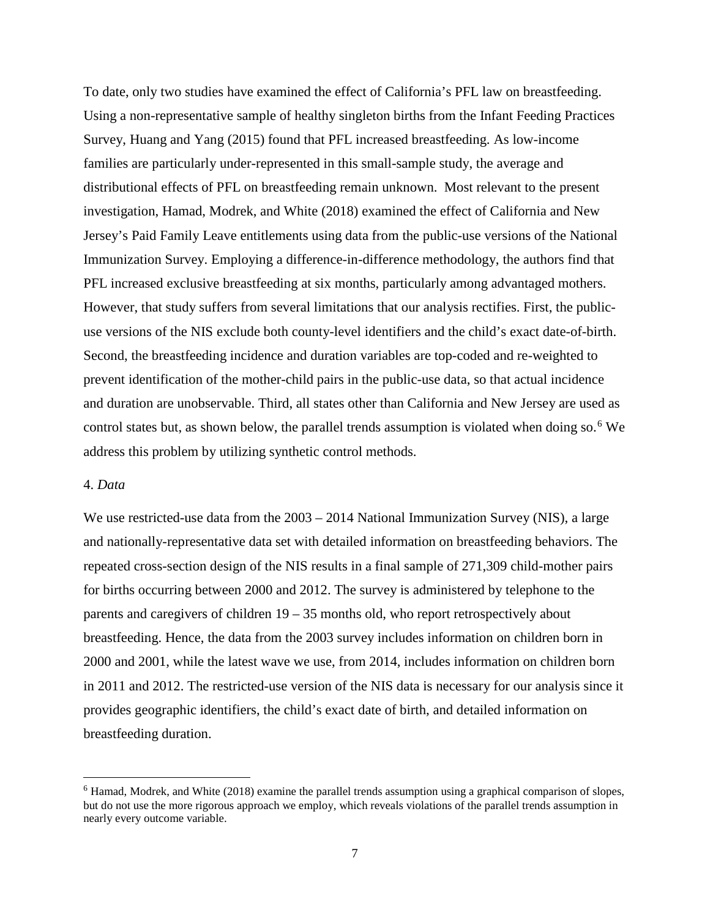To date, only two studies have examined the effect of California's PFL law on breastfeeding. Using a non-representative sample of healthy singleton births from the Infant Feeding Practices Survey, Huang and Yang (2015) found that PFL increased breastfeeding. As low-income families are particularly under-represented in this small-sample study, the average and distributional effects of PFL on breastfeeding remain unknown. Most relevant to the present investigation, Hamad, Modrek, and White (2018) examined the effect of California and New Jersey's Paid Family Leave entitlements using data from the public-use versions of the National Immunization Survey. Employing a difference-in-difference methodology, the authors find that PFL increased exclusive breastfeeding at six months, particularly among advantaged mothers. However, that study suffers from several limitations that our analysis rectifies. First, the public-use versions of the NIS exclude both county-level identifiers and the child's exact date-of-birth. Second, the breastfeeding incidence and duration variables are top-coded and re-weighted to prevent identification of the mother-child pairs in the public-use data, so that actual incidence and duration are unobservable. Third, all states other than California and New Jersey are used as control states but, as shown below, the parallel trends assumption is violated when doing so.[6] We address this problem by utilizing synthetic control methods.

4. *Data*

We use restricted-use data from the 2003 – 2014 National Immunization Survey (NIS), a large and nationally-representative data set with detailed information on breastfeeding behaviors. The repeated cross-section design of the NIS results in a final sample of 271,309 child-mother pairs for births occurring between 2000 and 2012. The survey is administered by telephone to the parents and caregivers of children 19 – 35 months old, who report retrospectively about breastfeeding. Hence, the data from the 2003 survey includes information on children born in 2000 and 2001, while the latest wave we use, from 2014, includes information on children born in 2011 and 2012. The restricted-use version of the NIS data is necessary for our analysis since it provides geographic identifiers, the child's exact date of birth, and detailed information on breastfeeding duration.

[6] Hamad, Modrek, and White (2018) examine the parallel trends assumption using a graphical comparison of slopes, but do not use the more rigorous approach we employ, which reveals violations of the parallel trends assumption in nearly every outcome variable.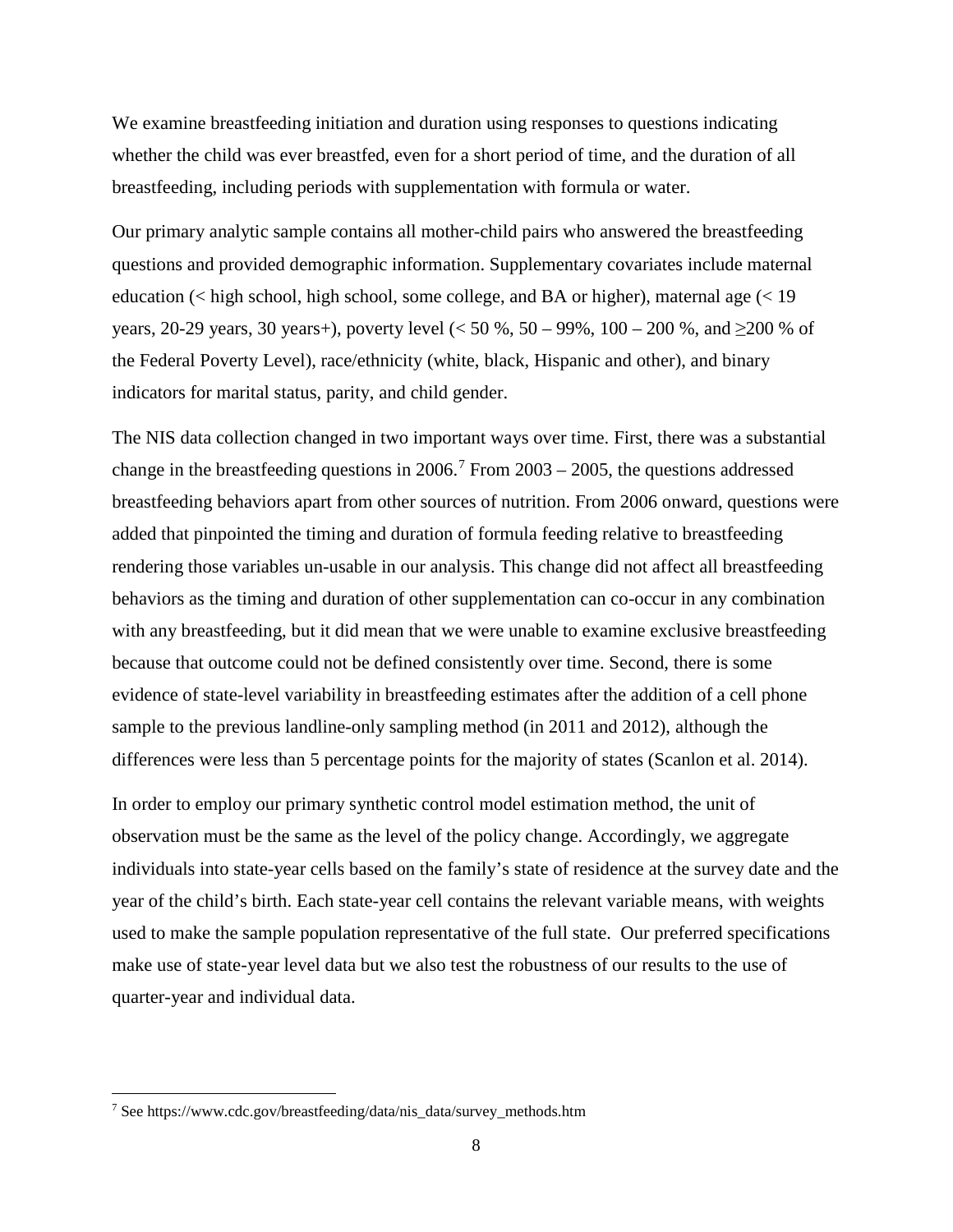We examine breastfeeding initiation and duration using responses to questions indicating whether the child was ever breastfed, even for a short period of time, and the duration of all breastfeeding, including periods with supplementation with formula or water.

Our primary analytic sample contains all mother-child pairs who answered the breastfeeding questions and provided demographic information. Supplementary covariates include maternal education (< high school, high school, some college, and BA or higher), maternal age (< 19 years, 20-29 years, 30 years+), poverty level (< 50 %, 50 – 99%, 100 – 200 %, and ≥200 % of the Federal Poverty Level), race/ethnicity (white, black, Hispanic and other), and binary indicators for marital status, parity, and child gender.

The NIS data collection changed in two important ways over time. First, there was a substantial change in the breastfeeding questions in 2006.[7] From 2003 – 2005, the questions addressed breastfeeding behaviors apart from other sources of nutrition. From 2006 onward, questions were added that pinpointed the timing and duration of formula feeding relative to breastfeeding rendering those variables un-usable in our analysis. This change did not affect all breastfeeding behaviors as the timing and duration of other supplementation can co-occur in any combination with any breastfeeding, but it did mean that we were unable to examine exclusive breastfeeding because that outcome could not be defined consistently over time. Second, there is some evidence of state-level variability in breastfeeding estimates after the addition of a cell phone sample to the previous landline-only sampling method (in 2011 and 2012), although the differences were less than 5 percentage points for the majority of states (Scanlon et al. 2014).

In order to employ our primary synthetic control model estimation method, the unit of observation must be the same as the level of the policy change. Accordingly, we aggregate individuals into state-year cells based on the family's state of residence at the survey date and the year of the child's birth. Each state-year cell contains the relevant variable means, with weights used to make the sample population representative of the full state. Our preferred specifications make use of state-year level data but we also test the robustness of our results to the use of quarter-year and individual data.

[7] See https://www.cdc.gov/breastfeeding/data/nis_data/survey_methods.htm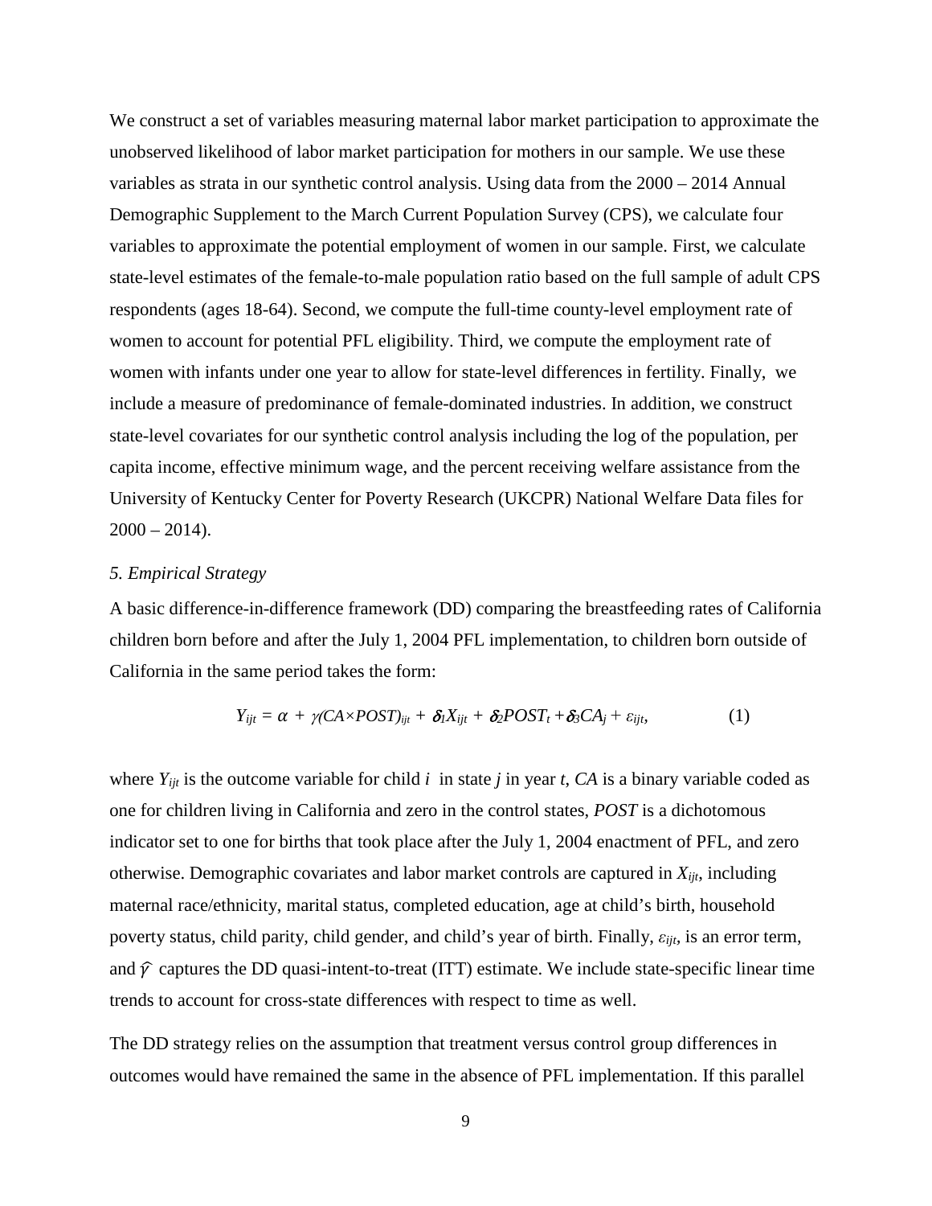We construct a set of variables measuring maternal labor market participation to approximate the unobserved likelihood of labor market participation for mothers in our sample. We use these variables as strata in our synthetic control analysis. Using data from the 2000 – 2014 Annual Demographic Supplement to the March Current Population Survey (CPS), we calculate four variables to approximate the potential employment of women in our sample. First, we calculate state-level estimates of the female-to-male population ratio based on the full sample of adult CPS respondents (ages 18-64). Second, we compute the full-time county-level employment rate of women to account for potential PFL eligibility. Third, we compute the employment rate of women with infants under one year to allow for state-level differences in fertility. Finally, we include a measure of predominance of female-dominated industries. In addition, we construct state-level covariates for our synthetic control analysis including the log of the population, per capita income, effective minimum wage, and the percent receiving welfare assistance from the University of Kentucky Center for Poverty Research (UKCPR) National Welfare Data files for 2000 – 2014).

### *5. Empirical Strategy*

A basic difference-in-difference framework (DD) comparing the breastfeeding rates of California children born before and after the July 1, 2004 PFL implementation, to children born outside of California in the same period takes the form:

$$Y_{ijt} = \alpha + \gamma(CA{\times}POST)_{ijt} + \delta_1 X_{ijt} + \delta_2 POST_t + \delta_3 CA_j + \varepsilon_{ijt}, \qquad (1)$$

where $Y_{ijt}$ is the outcome variable for child $i$ in state $j$ in year $t$, $CA$ is a binary variable coded as one for children living in California and zero in the control states, $POST$ is a dichotomous indicator set to one for births that took place after the July 1, 2004 enactment of PFL, and zero otherwise. Demographic covariates and labor market controls are captured in $X_{ijt}$, including maternal race/ethnicity, marital status, completed education, age at child's birth, household poverty status, child parity, child gender, and child's year of birth. Finally, $\varepsilon_{ijt}$, is an error term, and $\hat{\gamma}$ captures the DD quasi-intent-to-treat (ITT) estimate. We include state-specific linear time trends to account for cross-state differences with respect to time as well.

The DD strategy relies on the assumption that treatment versus control group differences in outcomes would have remained the same in the absence of PFL implementation. If this parallel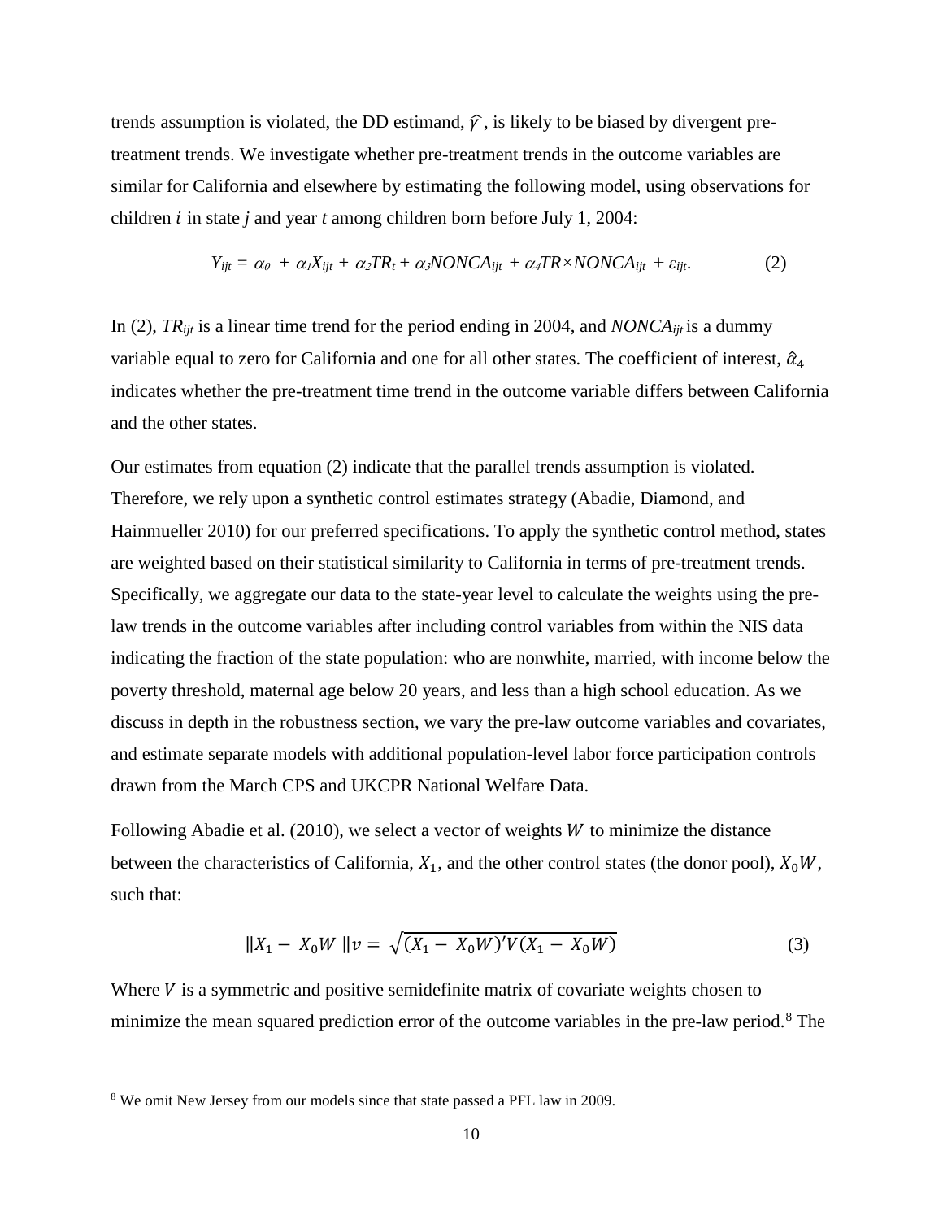trends assumption is violated, the DD estimand, $\widehat{\gamma}$, is likely to be biased by divergent pre-treatment trends. We investigate whether pre-treatment trends in the outcome variables are similar for California and elsewhere by estimating the following model, using observations for children $i$ in state $j$ and year $t$ among children born before July 1, 2004:

$$Y_{ijt} = \alpha_0 + \alpha_1 X_{ijt} + \alpha_2 TR_t + \alpha_3 NONCA_{ijt} + \alpha_4 TR \times NONCA_{ijt} + \varepsilon_{ijt}. \qquad (2)$$

In (2), $TR_{ijt}$ is a linear time trend for the period ending in 2004, and $NONCA_{ijt}$ is a dummy variable equal to zero for California and one for all other states. The coefficient of interest, $\hat{\alpha}_4$ indicates whether the pre-treatment time trend in the outcome variable differs between California and the other states.

Our estimates from equation (2) indicate that the parallel trends assumption is violated. Therefore, we rely upon a synthetic control estimates strategy (Abadie, Diamond, and Hainmueller 2010) for our preferred specifications. To apply the synthetic control method, states are weighted based on their statistical similarity to California in terms of pre-treatment trends. Specifically, we aggregate our data to the state-year level to calculate the weights using the pre-law trends in the outcome variables after including control variables from within the NIS data indicating the fraction of the state population: who are nonwhite, married, with income below the poverty threshold, maternal age below 20 years, and less than a high school education. As we discuss in depth in the robustness section, we vary the pre-law outcome variables and covariates, and estimate separate models with additional population-level labor force participation controls drawn from the March CPS and UKCPR National Welfare Data.

Following Abadie et al. (2010), we select a vector of weights $W$ to minimize the distance between the characteristics of California, $X_1$, and the other control states (the donor pool), $X_0W$, such that:

$$\|X_1 - X_0W\|_v = \sqrt{(X_1 - X_0W)'V(X_1 - X_0W)} \qquad (3)$$

Where $V$ is a symmetric and positive semidefinite matrix of covariate weights chosen to minimize the mean squared prediction error of the outcome variables in the pre-law period.[8] The

[8] We omit New Jersey from our models since that state passed a PFL law in 2009.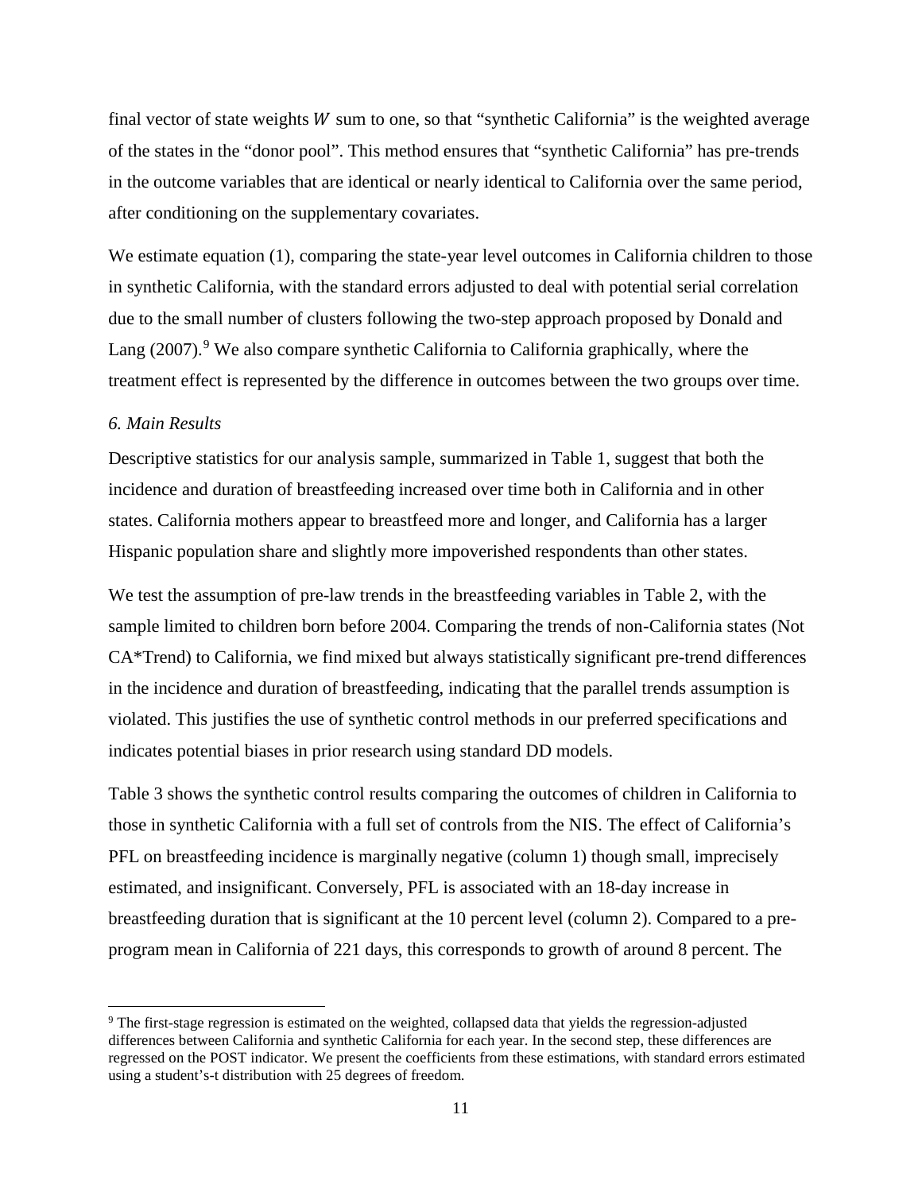final vector of state weights $W$ sum to one, so that "synthetic California" is the weighted average of the states in the "donor pool". This method ensures that "synthetic California" has pre-trends in the outcome variables that are identical or nearly identical to California over the same period, after conditioning on the supplementary covariates.

We estimate equation (1), comparing the state-year level outcomes in California children to those in synthetic California, with the standard errors adjusted to deal with potential serial correlation due to the small number of clusters following the two-step approach proposed by Donald and Lang (2007).[9] We also compare synthetic California to California graphically, where the treatment effect is represented by the difference in outcomes between the two groups over time.

*6. Main Results*

Descriptive statistics for our analysis sample, summarized in Table 1, suggest that both the incidence and duration of breastfeeding increased over time both in California and in other states. California mothers appear to breastfeed more and longer, and California has a larger Hispanic population share and slightly more impoverished respondents than other states.

We test the assumption of pre-law trends in the breastfeeding variables in Table 2, with the sample limited to children born before 2004. Comparing the trends of non-California states (Not CA*Trend) to California, we find mixed but always statistically significant pre-trend differences in the incidence and duration of breastfeeding, indicating that the parallel trends assumption is violated. This justifies the use of synthetic control methods in our preferred specifications and indicates potential biases in prior research using standard DD models.

Table 3 shows the synthetic control results comparing the outcomes of children in California to those in synthetic California with a full set of controls from the NIS. The effect of California's PFL on breastfeeding incidence is marginally negative (column 1) though small, imprecisely estimated, and insignificant. Conversely, PFL is associated with an 18-day increase in breastfeeding duration that is significant at the 10 percent level (column 2). Compared to a pre-program mean in California of 221 days, this corresponds to growth of around 8 percent. The

[9] The first-stage regression is estimated on the weighted, collapsed data that yields the regression-adjusted differences between California and synthetic California for each year. In the second step, these differences are regressed on the POST indicator. We present the coefficients from these estimations, with standard errors estimated using a student's-t distribution with 25 degrees of freedom.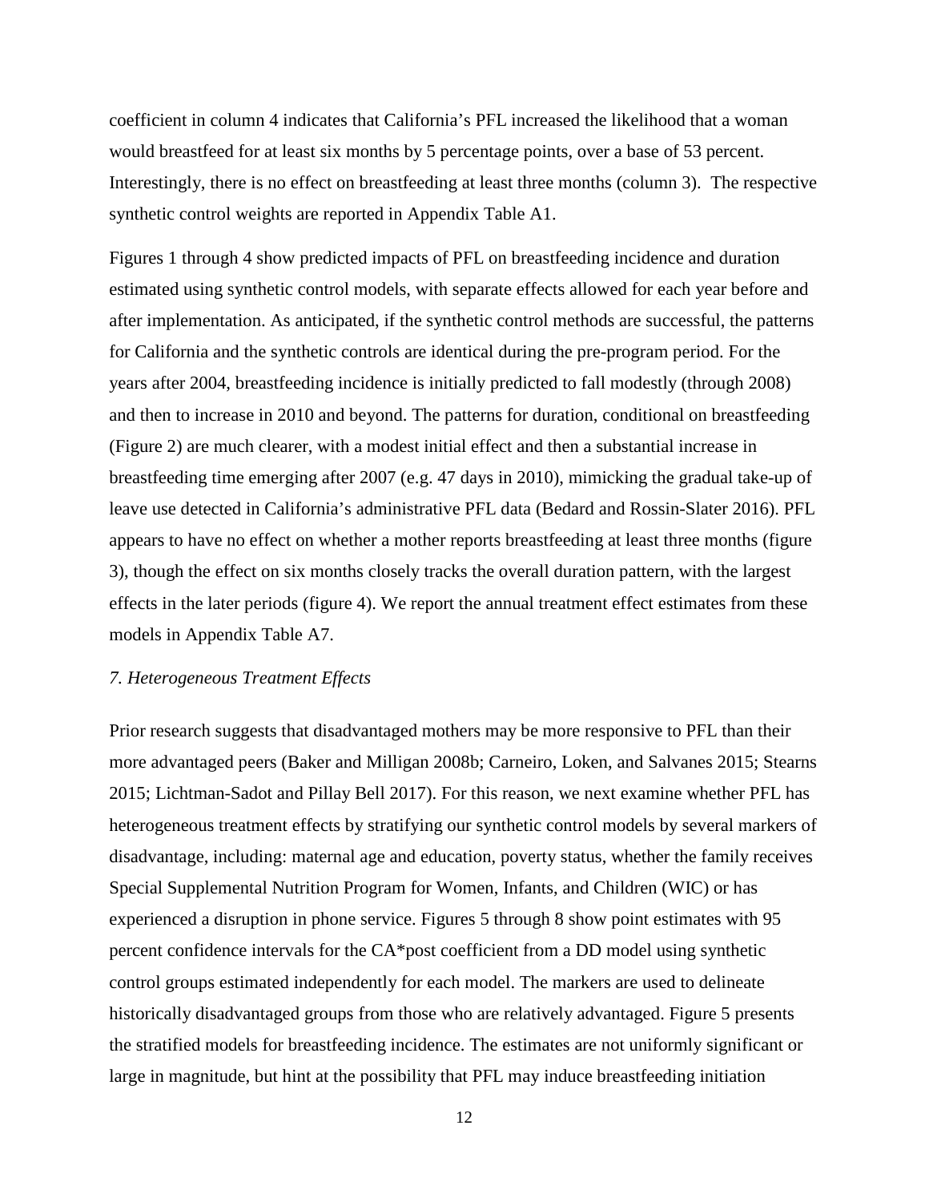coefficient in column 4 indicates that California's PFL increased the likelihood that a woman would breastfeed for at least six months by 5 percentage points, over a base of 53 percent. Interestingly, there is no effect on breastfeeding at least three months (column 3). The respective synthetic control weights are reported in Appendix Table A1.

Figures 1 through 4 show predicted impacts of PFL on breastfeeding incidence and duration estimated using synthetic control models, with separate effects allowed for each year before and after implementation. As anticipated, if the synthetic control methods are successful, the patterns for California and the synthetic controls are identical during the pre-program period. For the years after 2004, breastfeeding incidence is initially predicted to fall modestly (through 2008) and then to increase in 2010 and beyond. The patterns for duration, conditional on breastfeeding (Figure 2) are much clearer, with a modest initial effect and then a substantial increase in breastfeeding time emerging after 2007 (e.g. 47 days in 2010), mimicking the gradual take-up of leave use detected in California's administrative PFL data (Bedard and Rossin-Slater 2016). PFL appears to have no effect on whether a mother reports breastfeeding at least three months (figure 3), though the effect on six months closely tracks the overall duration pattern, with the largest effects in the later periods (figure 4). We report the annual treatment effect estimates from these models in Appendix Table A7.

### *7. Heterogeneous Treatment Effects*

Prior research suggests that disadvantaged mothers may be more responsive to PFL than their more advantaged peers (Baker and Milligan 2008b; Carneiro, Loken, and Salvanes 2015; Stearns 2015; Lichtman-Sadot and Pillay Bell 2017). For this reason, we next examine whether PFL has heterogeneous treatment effects by stratifying our synthetic control models by several markers of disadvantage, including: maternal age and education, poverty status, whether the family receives Special Supplemental Nutrition Program for Women, Infants, and Children (WIC) or has experienced a disruption in phone service. Figures 5 through 8 show point estimates with 95 percent confidence intervals for the CA*post coefficient from a DD model using synthetic control groups estimated independently for each model. The markers are used to delineate historically disadvantaged groups from those who are relatively advantaged. Figure 5 presents the stratified models for breastfeeding incidence. The estimates are not uniformly significant or large in magnitude, but hint at the possibility that PFL may induce breastfeeding initiation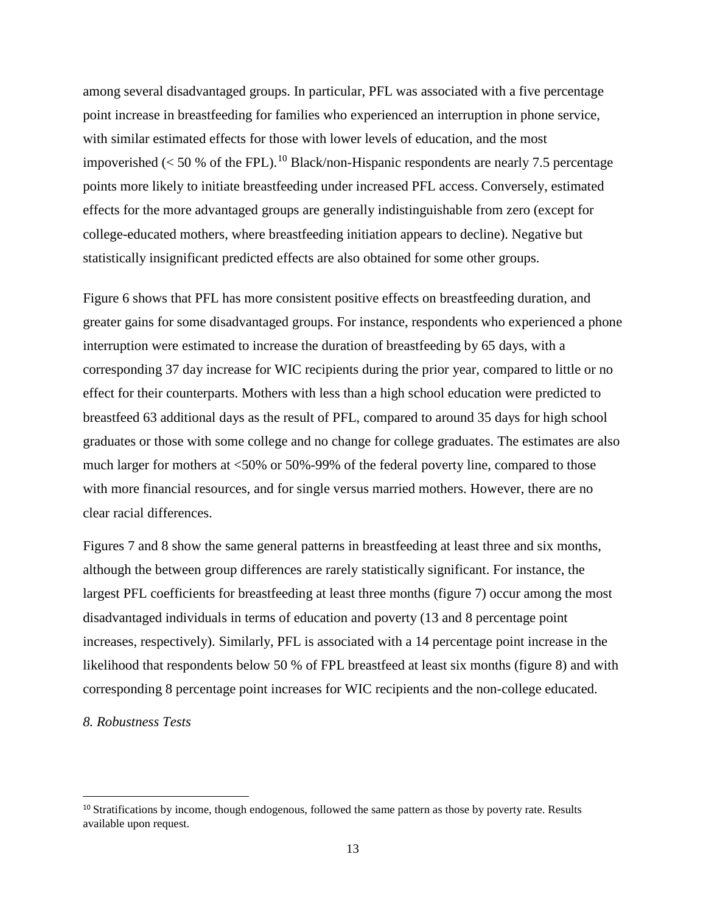among several disadvantaged groups. In particular, PFL was associated with a five percentage point increase in breastfeeding for families who experienced an interruption in phone service, with similar estimated effects for those with lower levels of education, and the most impoverished (< 50 % of the FPL).[10] Black/non-Hispanic respondents are nearly 7.5 percentage points more likely to initiate breastfeeding under increased PFL access. Conversely, estimated effects for the more advantaged groups are generally indistinguishable from zero (except for college-educated mothers, where breastfeeding initiation appears to decline). Negative but statistically insignificant predicted effects are also obtained for some other groups.

Figure 6 shows that PFL has more consistent positive effects on breastfeeding duration, and greater gains for some disadvantaged groups. For instance, respondents who experienced a phone interruption were estimated to increase the duration of breastfeeding by 65 days, with a corresponding 37 day increase for WIC recipients during the prior year, compared to little or no effect for their counterparts. Mothers with less than a high school education were predicted to breastfeed 63 additional days as the result of PFL, compared to around 35 days for high school graduates or those with some college and no change for college graduates. The estimates are also much larger for mothers at <50% or 50%-99% of the federal poverty line, compared to those with more financial resources, and for single versus married mothers. However, there are no clear racial differences.

Figures 7 and 8 show the same general patterns in breastfeeding at least three and six months, although the between group differences are rarely statistically significant. For instance, the largest PFL coefficients for breastfeeding at least three months (figure 7) occur among the most disadvantaged individuals in terms of education and poverty (13 and 8 percentage point increases, respectively). Similarly, PFL is associated with a 14 percentage point increase in the likelihood that respondents below 50 % of FPL breastfeed at least six months (figure 8) and with corresponding 8 percentage point increases for WIC recipients and the non-college educated.

*8. Robustness Tests*

[10] Stratifications by income, though endogenous, followed the same pattern as those by poverty rate. Results available upon request.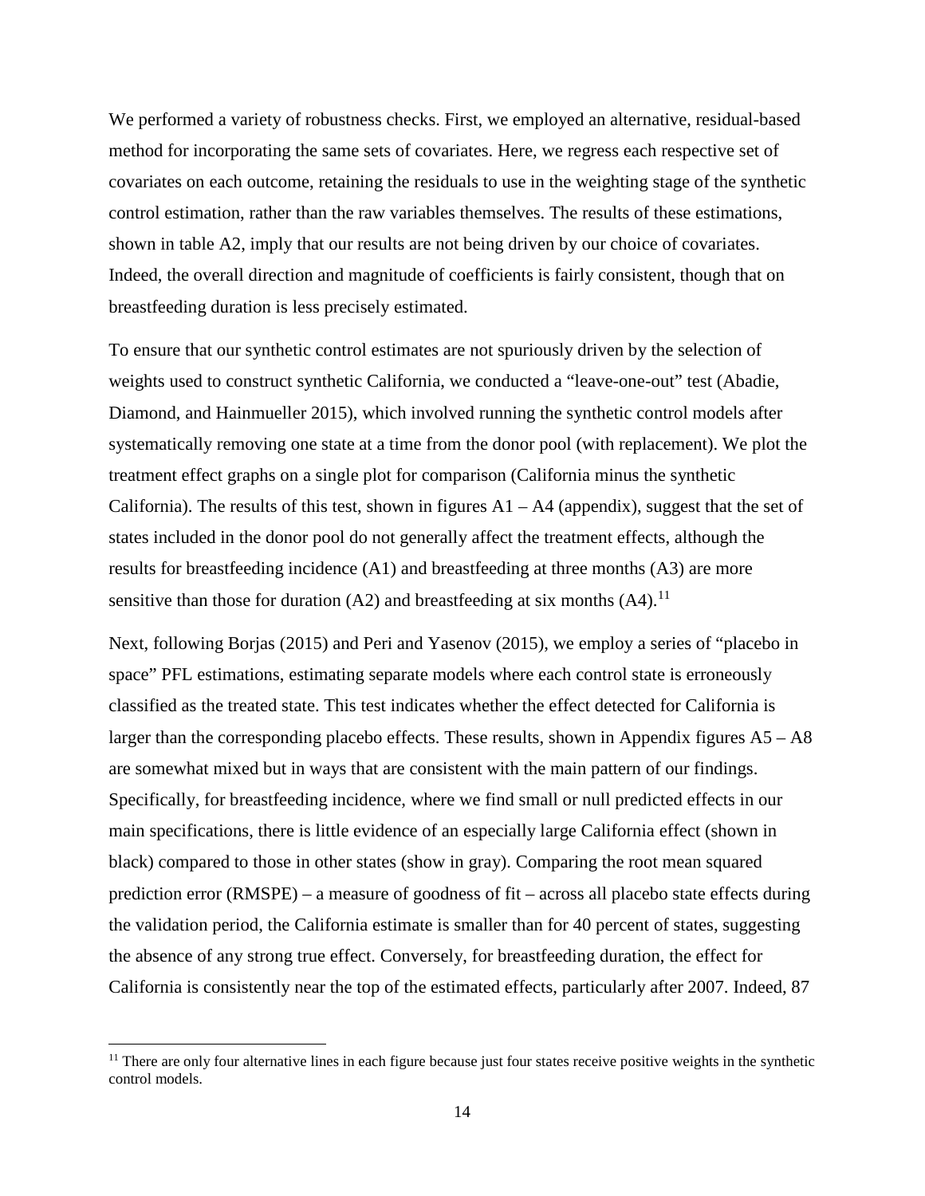We performed a variety of robustness checks. First, we employed an alternative, residual-based method for incorporating the same sets of covariates. Here, we regress each respective set of covariates on each outcome, retaining the residuals to use in the weighting stage of the synthetic control estimation, rather than the raw variables themselves. The results of these estimations, shown in table A2, imply that our results are not being driven by our choice of covariates. Indeed, the overall direction and magnitude of coefficients is fairly consistent, though that on breastfeeding duration is less precisely estimated.

To ensure that our synthetic control estimates are not spuriously driven by the selection of weights used to construct synthetic California, we conducted a "leave-one-out" test (Abadie, Diamond, and Hainmueller 2015), which involved running the synthetic control models after systematically removing one state at a time from the donor pool (with replacement). We plot the treatment effect graphs on a single plot for comparison (California minus the synthetic California). The results of this test, shown in figures A1 – A4 (appendix), suggest that the set of states included in the donor pool do not generally affect the treatment effects, although the results for breastfeeding incidence (A1) and breastfeeding at three months (A3) are more sensitive than those for duration (A2) and breastfeeding at six months (A4).[11]

Next, following Borjas (2015) and Peri and Yasenov (2015), we employ a series of "placebo in space" PFL estimations, estimating separate models where each control state is erroneously classified as the treated state. This test indicates whether the effect detected for California is larger than the corresponding placebo effects. These results, shown in Appendix figures A5 – A8 are somewhat mixed but in ways that are consistent with the main pattern of our findings. Specifically, for breastfeeding incidence, where we find small or null predicted effects in our main specifications, there is little evidence of an especially large California effect (shown in black) compared to those in other states (show in gray). Comparing the root mean squared prediction error (RMSPE) – a measure of goodness of fit – across all placebo state effects during the validation period, the California estimate is smaller than for 40 percent of states, suggesting the absence of any strong true effect. Conversely, for breastfeeding duration, the effect for California is consistently near the top of the estimated effects, particularly after 2007. Indeed, 87

[11] There are only four alternative lines in each figure because just four states receive positive weights in the synthetic control models.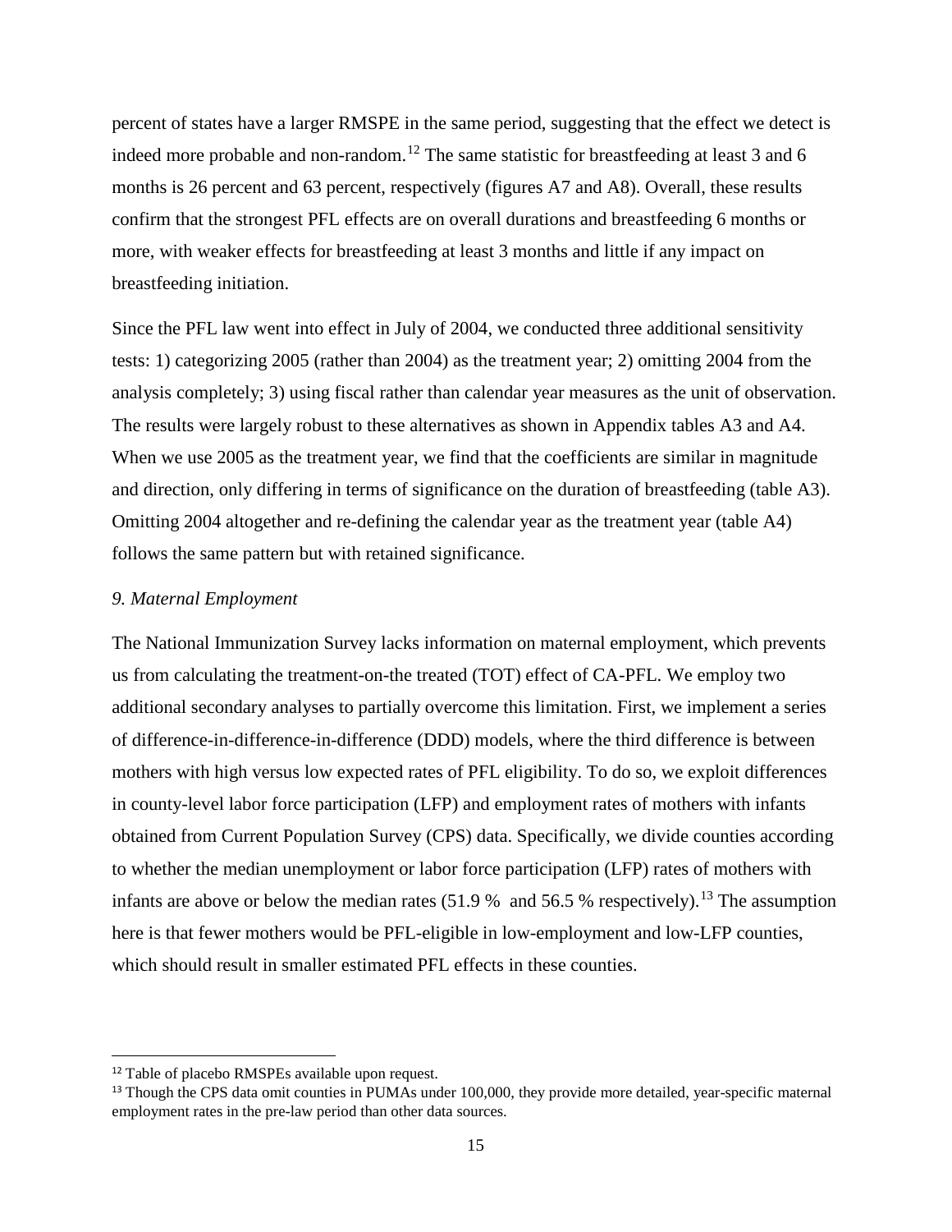percent of states have a larger RMSPE in the same period, suggesting that the effect we detect is indeed more probable and non-random.[12] The same statistic for breastfeeding at least 3 and 6 months is 26 percent and 63 percent, respectively (figures A7 and A8). Overall, these results confirm that the strongest PFL effects are on overall durations and breastfeeding 6 months or more, with weaker effects for breastfeeding at least 3 months and little if any impact on breastfeeding initiation.

Since the PFL law went into effect in July of 2004, we conducted three additional sensitivity tests: 1) categorizing 2005 (rather than 2004) as the treatment year; 2) omitting 2004 from the analysis completely; 3) using fiscal rather than calendar year measures as the unit of observation. The results were largely robust to these alternatives as shown in Appendix tables A3 and A4. When we use 2005 as the treatment year, we find that the coefficients are similar in magnitude and direction, only differing in terms of significance on the duration of breastfeeding (table A3). Omitting 2004 altogether and re-defining the calendar year as the treatment year (table A4) follows the same pattern but with retained significance.

### *9. Maternal Employment*

The National Immunization Survey lacks information on maternal employment, which prevents us from calculating the treatment-on-the treated (TOT) effect of CA-PFL. We employ two additional secondary analyses to partially overcome this limitation. First, we implement a series of difference-in-difference-in-difference (DDD) models, where the third difference is between mothers with high versus low expected rates of PFL eligibility. To do so, we exploit differences in county-level labor force participation (LFP) and employment rates of mothers with infants obtained from Current Population Survey (CPS) data. Specifically, we divide counties according to whether the median unemployment or labor force participation (LFP) rates of mothers with infants are above or below the median rates (51.9 % and 56.5 % respectively).[13] The assumption here is that fewer mothers would be PFL-eligible in low-employment and low-LFP counties, which should result in smaller estimated PFL effects in these counties.

---

[12] Table of placebo RMSPEs available upon request.

[13] Though the CPS data omit counties in PUMAs under 100,000, they provide more detailed, year-specific maternal employment rates in the pre-law period than other data sources.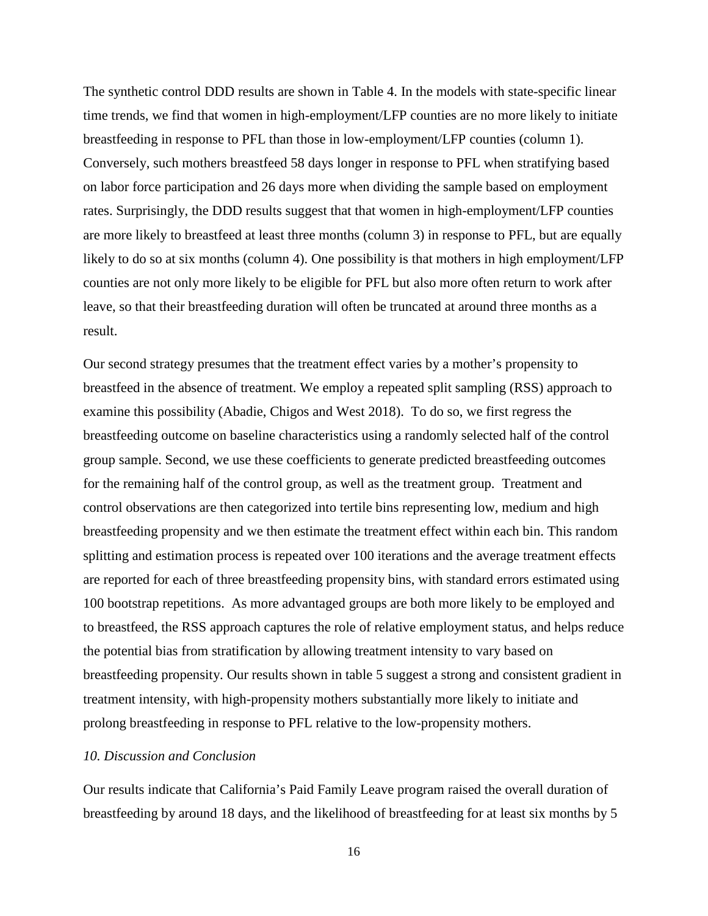The synthetic control DDD results are shown in Table 4. In the models with state-specific linear time trends, we find that women in high-employment/LFP counties are no more likely to initiate breastfeeding in response to PFL than those in low-employment/LFP counties (column 1). Conversely, such mothers breastfeed 58 days longer in response to PFL when stratifying based on labor force participation and 26 days more when dividing the sample based on employment rates. Surprisingly, the DDD results suggest that that women in high-employment/LFP counties are more likely to breastfeed at least three months (column 3) in response to PFL, but are equally likely to do so at six months (column 4). One possibility is that mothers in high employment/LFP counties are not only more likely to be eligible for PFL but also more often return to work after leave, so that their breastfeeding duration will often be truncated at around three months as a result.

Our second strategy presumes that the treatment effect varies by a mother's propensity to breastfeed in the absence of treatment. We employ a repeated split sampling (RSS) approach to examine this possibility (Abadie, Chigos and West 2018). To do so, we first regress the breastfeeding outcome on baseline characteristics using a randomly selected half of the control group sample. Second, we use these coefficients to generate predicted breastfeeding outcomes for the remaining half of the control group, as well as the treatment group. Treatment and control observations are then categorized into tertile bins representing low, medium and high breastfeeding propensity and we then estimate the treatment effect within each bin. This random splitting and estimation process is repeated over 100 iterations and the average treatment effects are reported for each of three breastfeeding propensity bins, with standard errors estimated using 100 bootstrap repetitions. As more advantaged groups are both more likely to be employed and to breastfeed, the RSS approach captures the role of relative employment status, and helps reduce the potential bias from stratification by allowing treatment intensity to vary based on breastfeeding propensity. Our results shown in table 5 suggest a strong and consistent gradient in treatment intensity, with high-propensity mothers substantially more likely to initiate and prolong breastfeeding in response to PFL relative to the low-propensity mothers.

## *10. Discussion and Conclusion*

Our results indicate that California's Paid Family Leave program raised the overall duration of breastfeeding by around 18 days, and the likelihood of breastfeeding for at least six months by 5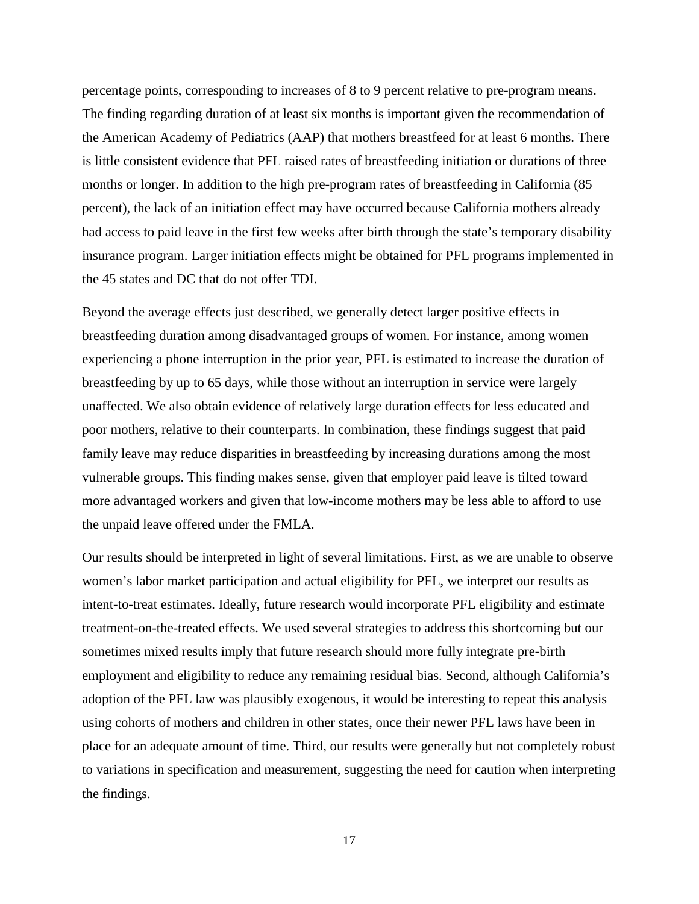percentage points, corresponding to increases of 8 to 9 percent relative to pre-program means. The finding regarding duration of at least six months is important given the recommendation of the American Academy of Pediatrics (AAP) that mothers breastfeed for at least 6 months. There is little consistent evidence that PFL raised rates of breastfeeding initiation or durations of three months or longer. In addition to the high pre-program rates of breastfeeding in California (85 percent), the lack of an initiation effect may have occurred because California mothers already had access to paid leave in the first few weeks after birth through the state's temporary disability insurance program. Larger initiation effects might be obtained for PFL programs implemented in the 45 states and DC that do not offer TDI.

Beyond the average effects just described, we generally detect larger positive effects in breastfeeding duration among disadvantaged groups of women. For instance, among women experiencing a phone interruption in the prior year, PFL is estimated to increase the duration of breastfeeding by up to 65 days, while those without an interruption in service were largely unaffected. We also obtain evidence of relatively large duration effects for less educated and poor mothers, relative to their counterparts. In combination, these findings suggest that paid family leave may reduce disparities in breastfeeding by increasing durations among the most vulnerable groups. This finding makes sense, given that employer paid leave is tilted toward more advantaged workers and given that low-income mothers may be less able to afford to use the unpaid leave offered under the FMLA.

Our results should be interpreted in light of several limitations. First, as we are unable to observe women's labor market participation and actual eligibility for PFL, we interpret our results as intent-to-treat estimates. Ideally, future research would incorporate PFL eligibility and estimate treatment-on-the-treated effects. We used several strategies to address this shortcoming but our sometimes mixed results imply that future research should more fully integrate pre-birth employment and eligibility to reduce any remaining residual bias. Second, although California's adoption of the PFL law was plausibly exogenous, it would be interesting to repeat this analysis using cohorts of mothers and children in other states, once their newer PFL laws have been in place for an adequate amount of time. Third, our results were generally but not completely robust to variations in specification and measurement, suggesting the need for caution when interpreting the findings.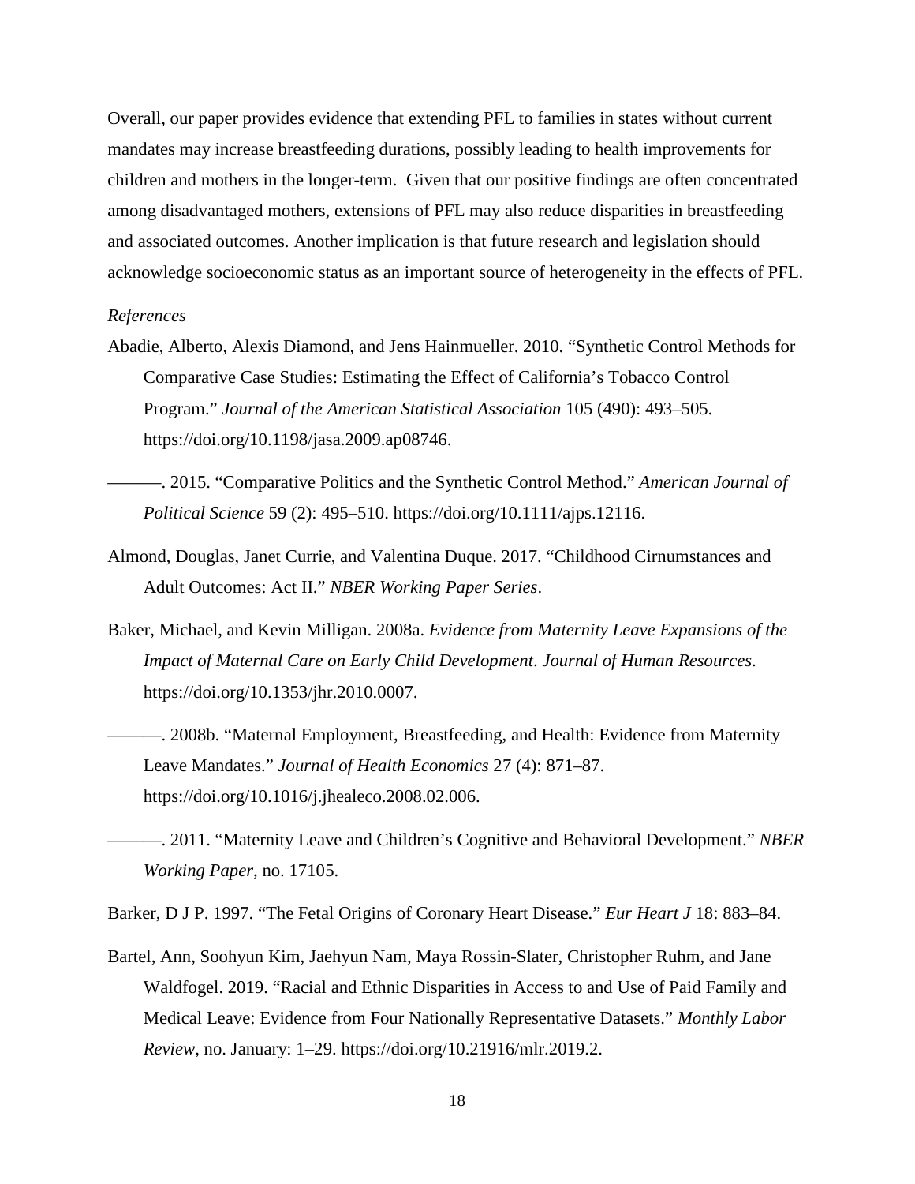Overall, our paper provides evidence that extending PFL to families in states without current mandates may increase breastfeeding durations, possibly leading to health improvements for children and mothers in the longer-term. Given that our positive findings are often concentrated among disadvantaged mothers, extensions of PFL may also reduce disparities in breastfeeding and associated outcomes. Another implication is that future research and legislation should acknowledge socioeconomic status as an important source of heterogeneity in the effects of PFL.

*References*

Abadie, Alberto, Alexis Diamond, and Jens Hainmueller. 2010. "Synthetic Control Methods for Comparative Case Studies: Estimating the Effect of California's Tobacco Control Program." *Journal of the American Statistical Association* 105 (490): 493–505. https://doi.org/10.1198/jasa.2009.ap08746.

———. 2015. "Comparative Politics and the Synthetic Control Method." *American Journal of Political Science* 59 (2): 495–510. https://doi.org/10.1111/ajps.12116.

Almond, Douglas, Janet Currie, and Valentina Duque. 2017. "Childhood Cirnumstances and Adult Outcomes: Act II." *NBER Working Paper Series*.

Baker, Michael, and Kevin Milligan. 2008a. *Evidence from Maternity Leave Expansions of the Impact of Maternal Care on Early Child Development*. *Journal of Human Resources*. https://doi.org/10.1353/jhr.2010.0007.

———. 2008b. "Maternal Employment, Breastfeeding, and Health: Evidence from Maternity Leave Mandates." *Journal of Health Economics* 27 (4): 871–87. https://doi.org/10.1016/j.jhealeco.2008.02.006.

———. 2011. "Maternity Leave and Children's Cognitive and Behavioral Development." *NBER Working Paper*, no. 17105.

Barker, D J P. 1997. "The Fetal Origins of Coronary Heart Disease." *Eur Heart J* 18: 883–84.

Bartel, Ann, Soohyun Kim, Jaehyun Nam, Maya Rossin-Slater, Christopher Ruhm, and Jane Waldfogel. 2019. "Racial and Ethnic Disparities in Access to and Use of Paid Family and Medical Leave: Evidence from Four Nationally Representative Datasets." *Monthly Labor Review*, no. January: 1–29. https://doi.org/10.21916/mlr.2019.2.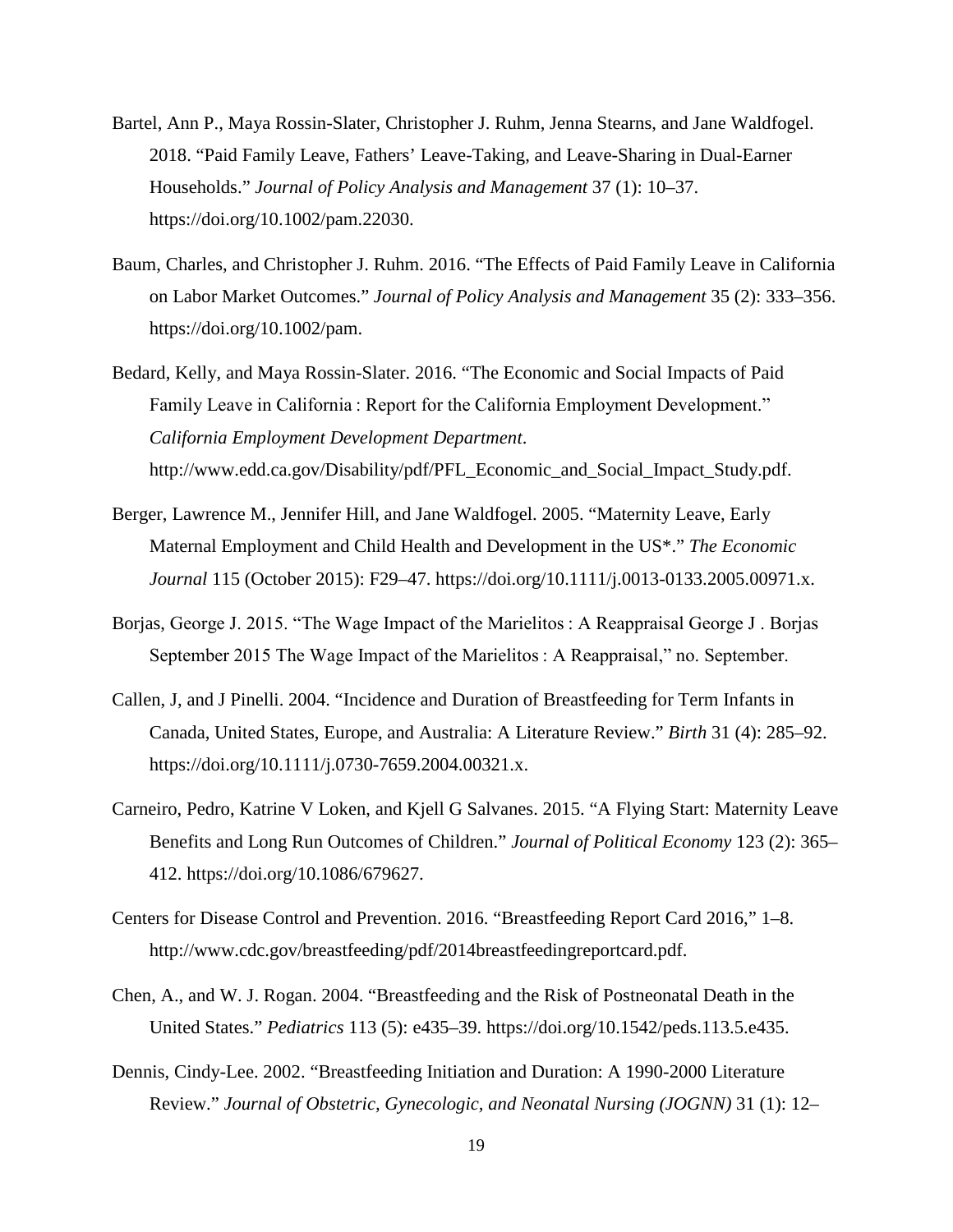Bartel, Ann P., Maya Rossin-Slater, Christopher J. Ruhm, Jenna Stearns, and Jane Waldfogel. 2018. “Paid Family Leave, Fathers’ Leave-Taking, and Leave-Sharing in Dual-Earner Households.” *Journal of Policy Analysis and Management* 37 (1): 10–37. https://doi.org/10.1002/pam.22030.

Baum, Charles, and Christopher J. Ruhm. 2016. “The Effects of Paid Family Leave in California on Labor Market Outcomes.” *Journal of Policy Analysis and Management* 35 (2): 333–356. https://doi.org/10.1002/pam.

Bedard, Kelly, and Maya Rossin-Slater. 2016. “The Economic and Social Impacts of Paid Family Leave in California : Report for the California Employment Development.” *California Employment Development Department*. http://www.edd.ca.gov/Disability/pdf/PFL_Economic_and_Social_Impact_Study.pdf.

Berger, Lawrence M., Jennifer Hill, and Jane Waldfogel. 2005. “Maternity Leave, Early Maternal Employment and Child Health and Development in the US*.” *The Economic Journal* 115 (October 2015): F29–47. https://doi.org/10.1111/j.0013-0133.2005.00971.x.

Borjas, George J. 2015. “The Wage Impact of the Marielitos : A Reappraisal George J . Borjas September 2015 The Wage Impact of the Marielitos : A Reappraisal,” no. September.

Callen, J, and J Pinelli. 2004. “Incidence and Duration of Breastfeeding for Term Infants in Canada, United States, Europe, and Australia: A Literature Review.” *Birth* 31 (4): 285–92. https://doi.org/10.1111/j.0730-7659.2004.00321.x.

Carneiro, Pedro, Katrine V Loken, and Kjell G Salvanes. 2015. “A Flying Start: Maternity Leave Benefits and Long Run Outcomes of Children.” *Journal of Political Economy* 123 (2): 365–412. https://doi.org/10.1086/679627.

Centers for Disease Control and Prevention. 2016. “Breastfeeding Report Card 2016,” 1–8. http://www.cdc.gov/breastfeeding/pdf/2014breastfeedingreportcard.pdf.

Chen, A., and W. J. Rogan. 2004. “Breastfeeding and the Risk of Postneonatal Death in the United States.” *Pediatrics* 113 (5): e435–39. https://doi.org/10.1542/peds.113.5.e435.

Dennis, Cindy-Lee. 2002. “Breastfeeding Initiation and Duration: A 1990-2000 Literature Review.” *Journal of Obstetric, Gynecologic, and Neonatal Nursing (JOGNN)* 31 (1): 12–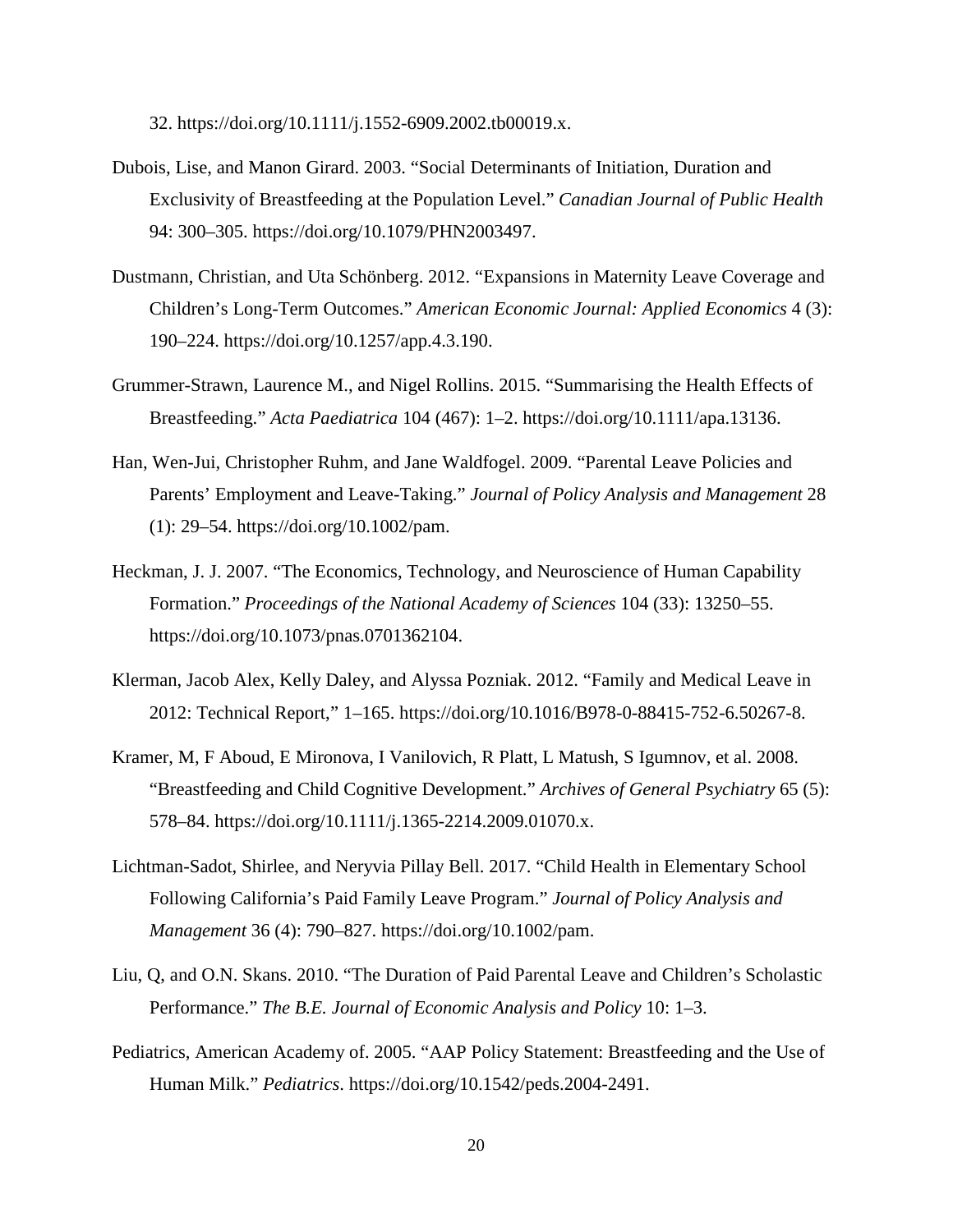32. https://doi.org/10.1111/j.1552-6909.2002.tb00019.x.

Dubois, Lise, and Manon Girard. 2003. "Social Determinants of Initiation, Duration and Exclusivity of Breastfeeding at the Population Level." *Canadian Journal of Public Health* 94: 300–305. https://doi.org/10.1079/PHN2003497.

Dustmann, Christian, and Uta Schönberg. 2012. "Expansions in Maternity Leave Coverage and Children's Long-Term Outcomes." *American Economic Journal: Applied Economics* 4 (3): 190–224. https://doi.org/10.1257/app.4.3.190.

Grummer-Strawn, Laurence M., and Nigel Rollins. 2015. "Summarising the Health Effects of Breastfeeding." *Acta Paediatrica* 104 (467): 1–2. https://doi.org/10.1111/apa.13136.

Han, Wen-Jui, Christopher Ruhm, and Jane Waldfogel. 2009. "Parental Leave Policies and Parents' Employment and Leave-Taking." *Journal of Policy Analysis and Management* 28 (1): 29–54. https://doi.org/10.1002/pam.

Heckman, J. J. 2007. "The Economics, Technology, and Neuroscience of Human Capability Formation." *Proceedings of the National Academy of Sciences* 104 (33): 13250–55. https://doi.org/10.1073/pnas.0701362104.

Klerman, Jacob Alex, Kelly Daley, and Alyssa Pozniak. 2012. "Family and Medical Leave in 2012: Technical Report," 1–165. https://doi.org/10.1016/B978-0-88415-752-6.50267-8.

Kramer, M, F Aboud, E Mironova, I Vanilovich, R Platt, L Matush, S Igumnov, et al. 2008. "Breastfeeding and Child Cognitive Development." *Archives of General Psychiatry* 65 (5): 578–84. https://doi.org/10.1111/j.1365-2214.2009.01070.x.

Lichtman-Sadot, Shirlee, and Neryvia Pillay Bell. 2017. "Child Health in Elementary School Following California's Paid Family Leave Program." *Journal of Policy Analysis and Management* 36 (4): 790–827. https://doi.org/10.1002/pam.

Liu, Q, and O.N. Skans. 2010. "The Duration of Paid Parental Leave and Children's Scholastic Performance." *The B.E. Journal of Economic Analysis and Policy* 10: 1–3.

Pediatrics, American Academy of. 2005. "AAP Policy Statement: Breastfeeding and the Use of Human Milk." *Pediatrics*. https://doi.org/10.1542/peds.2004-2491.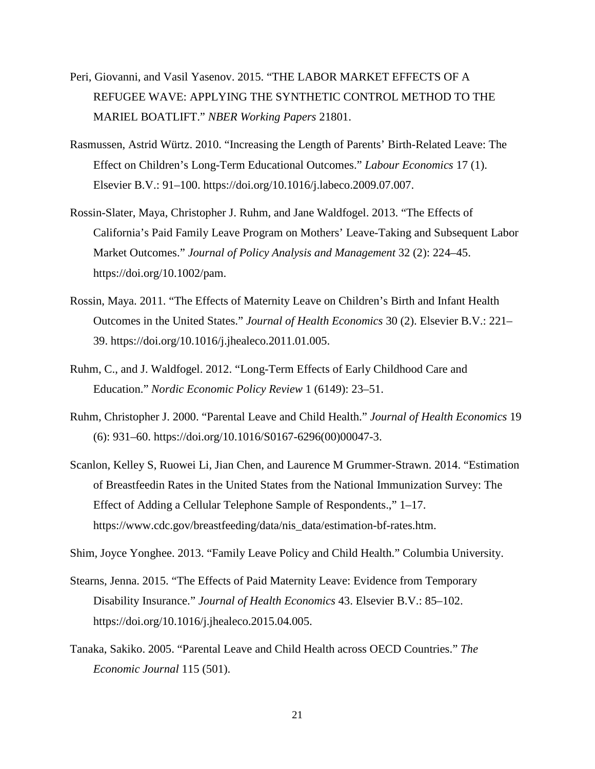Peri, Giovanni, and Vasil Yasenov. 2015. "THE LABOR MARKET EFFECTS OF A REFUGEE WAVE: APPLYING THE SYNTHETIC CONTROL METHOD TO THE MARIEL BOATLIFT." *NBER Working Papers* 21801.

Rasmussen, Astrid Würtz. 2010. "Increasing the Length of Parents' Birth-Related Leave: The Effect on Children's Long-Term Educational Outcomes." *Labour Economics* 17 (1). Elsevier B.V.: 91–100. https://doi.org/10.1016/j.labeco.2009.07.007.

Rossin-Slater, Maya, Christopher J. Ruhm, and Jane Waldfogel. 2013. "The Effects of California's Paid Family Leave Program on Mothers' Leave-Taking and Subsequent Labor Market Outcomes." *Journal of Policy Analysis and Management* 32 (2): 224–45. https://doi.org/10.1002/pam.

Rossin, Maya. 2011. "The Effects of Maternity Leave on Children's Birth and Infant Health Outcomes in the United States." *Journal of Health Economics* 30 (2). Elsevier B.V.: 221–39. https://doi.org/10.1016/j.jhealeco.2011.01.005.

Ruhm, C., and J. Waldfogel. 2012. "Long-Term Effects of Early Childhood Care and Education." *Nordic Economic Policy Review* 1 (6149): 23–51.

Ruhm, Christopher J. 2000. "Parental Leave and Child Health." *Journal of Health Economics* 19 (6): 931–60. https://doi.org/10.1016/S0167-6296(00)00047-3.

Scanlon, Kelley S, Ruowei Li, Jian Chen, and Laurence M Grummer-Strawn. 2014. "Estimation of Breastfeedin Rates in the United States from the National Immunization Survey: The Effect of Adding a Cellular Telephone Sample of Respondents.," 1–17. https://www.cdc.gov/breastfeeding/data/nis_data/estimation-bf-rates.htm.

Shim, Joyce Yonghee. 2013. "Family Leave Policy and Child Health." Columbia University.

Stearns, Jenna. 2015. "The Effects of Paid Maternity Leave: Evidence from Temporary Disability Insurance." *Journal of Health Economics* 43. Elsevier B.V.: 85–102. https://doi.org/10.1016/j.jhealeco.2015.04.005.

Tanaka, Sakiko. 2005. "Parental Leave and Child Health across OECD Countries." *The Economic Journal* 115 (501).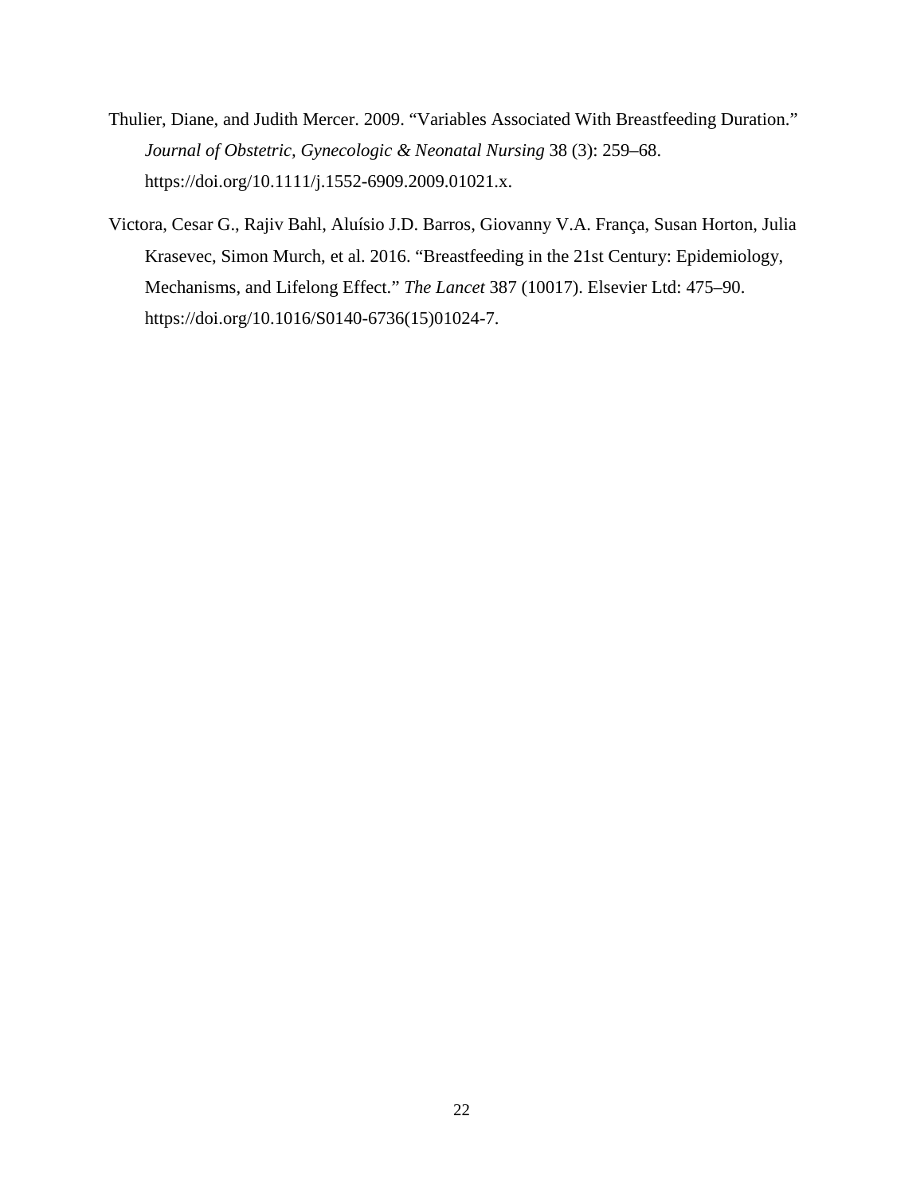Thulier, Diane, and Judith Mercer. 2009. “Variables Associated With Breastfeeding Duration.” *Journal of Obstetric, Gynecologic & Neonatal Nursing* 38 (3): 259–68. https://doi.org/10.1111/j.1552-6909.2009.01021.x.

Victora, Cesar G., Rajiv Bahl, Aluísio J.D. Barros, Giovanny V.A. França, Susan Horton, Julia Krasevec, Simon Murch, et al. 2016. “Breastfeeding in the 21st Century: Epidemiology, Mechanisms, and Lifelong Effect.” *The Lancet* 387 (10017). Elsevier Ltd: 475–90. https://doi.org/10.1016/S0140-6736(15)01024-7.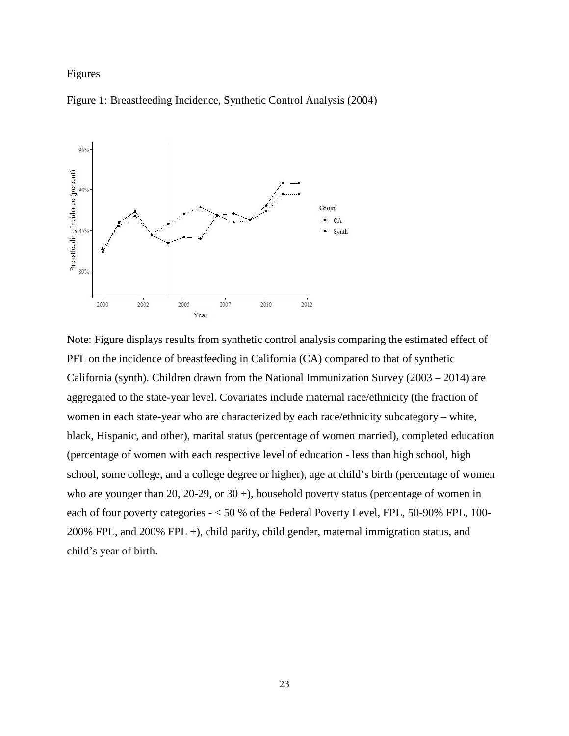Figures

Figure 1: Breastfeeding Incidence, Synthetic Control Analysis (2004)

Note: Figure displays results from synthetic control analysis comparing the estimated effect of PFL on the incidence of breastfeeding in California (CA) compared to that of synthetic California (synth). Children drawn from the National Immunization Survey (2003 – 2014) are aggregated to the state-year level. Covariates include maternal race/ethnicity (the fraction of women in each state-year who are characterized by each race/ethnicity subcategory – white, black, Hispanic, and other), marital status (percentage of women married), completed education (percentage of women with each respective level of education - less than high school, high school, some college, and a college degree or higher), age at child's birth (percentage of women who are younger than 20, 20-29, or 30 +), household poverty status (percentage of women in each of four poverty categories - < 50 % of the Federal Poverty Level, FPL, 50-90% FPL, 100-200% FPL, and 200% FPL +), child parity, child gender, maternal immigration status, and child's year of birth.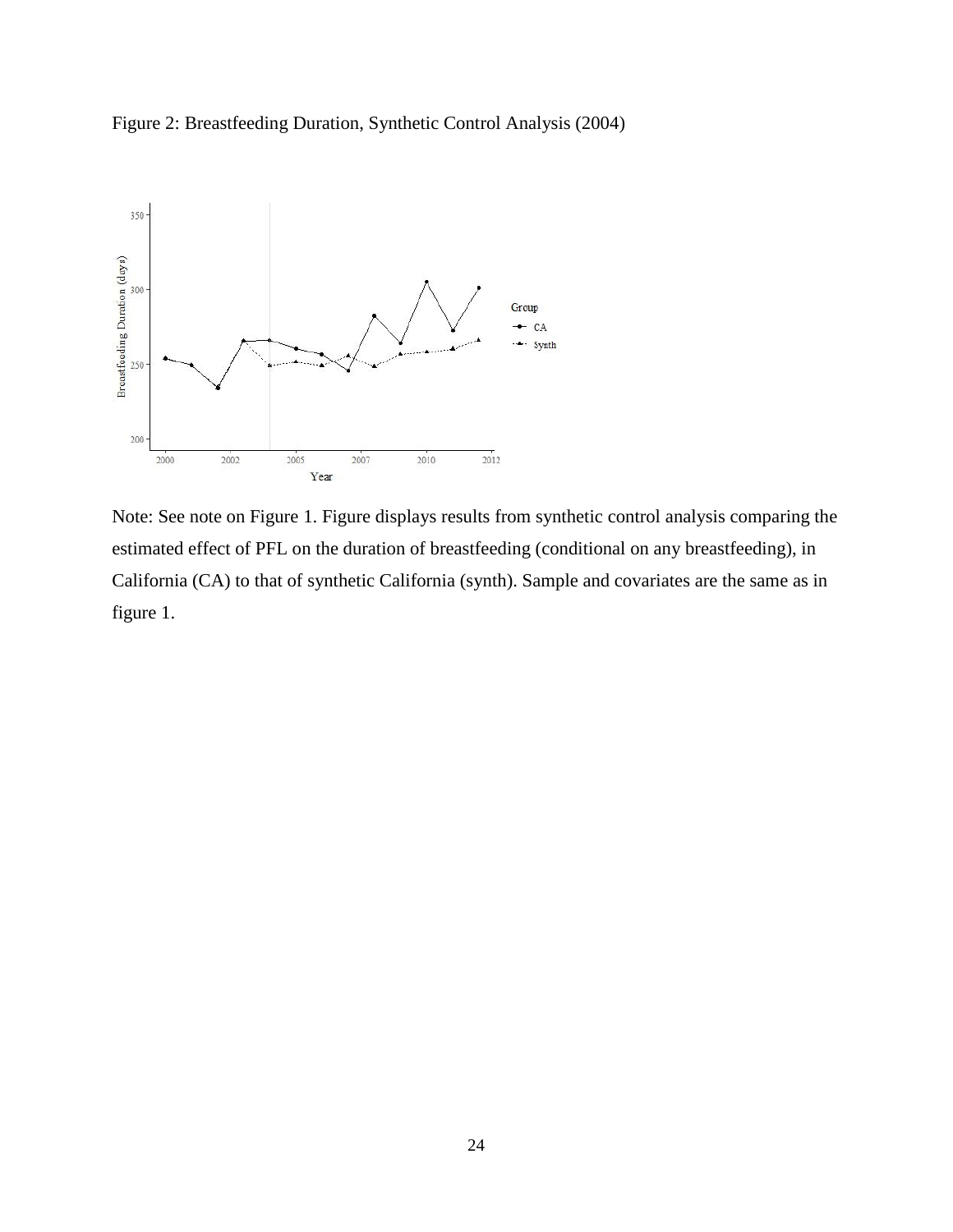Figure 2: Breastfeeding Duration, Synthetic Control Analysis (2004)

Note: See note on Figure 1. Figure displays results from synthetic control analysis comparing the estimated effect of PFL on the duration of breastfeeding (conditional on any breastfeeding), in California (CA) to that of synthetic California (synth). Sample and covariates are the same as in figure 1.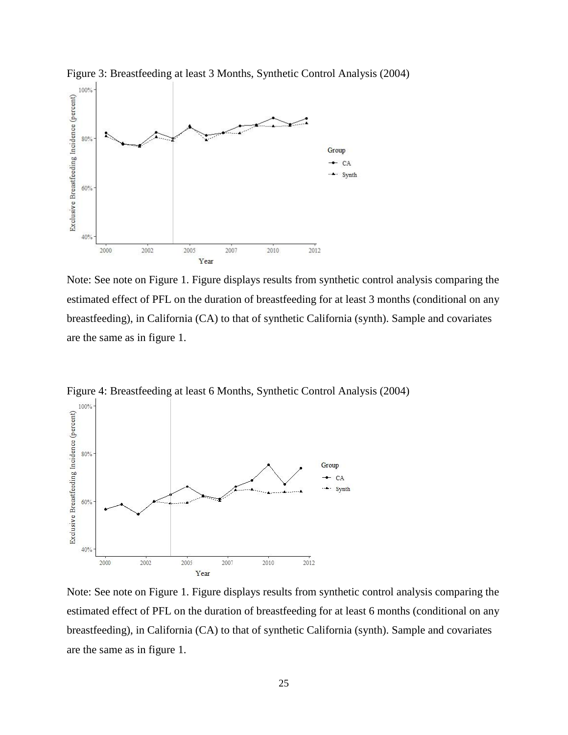Figure 3: Breastfeeding at least 3 Months, Synthetic Control Analysis (2004)

Note: See note on Figure 1. Figure displays results from synthetic control analysis comparing the estimated effect of PFL on the duration of breastfeeding for at least 3 months (conditional on any breastfeeding), in California (CA) to that of synthetic California (synth). Sample and covariates are the same as in figure 1.

Figure 4: Breastfeeding at least 6 Months, Synthetic Control Analysis (2004)

Note: See note on Figure 1. Figure displays results from synthetic control analysis comparing the estimated effect of PFL on the duration of breastfeeding for at least 6 months (conditional on any breastfeeding), in California (CA) to that of synthetic California (synth). Sample and covariates are the same as in figure 1.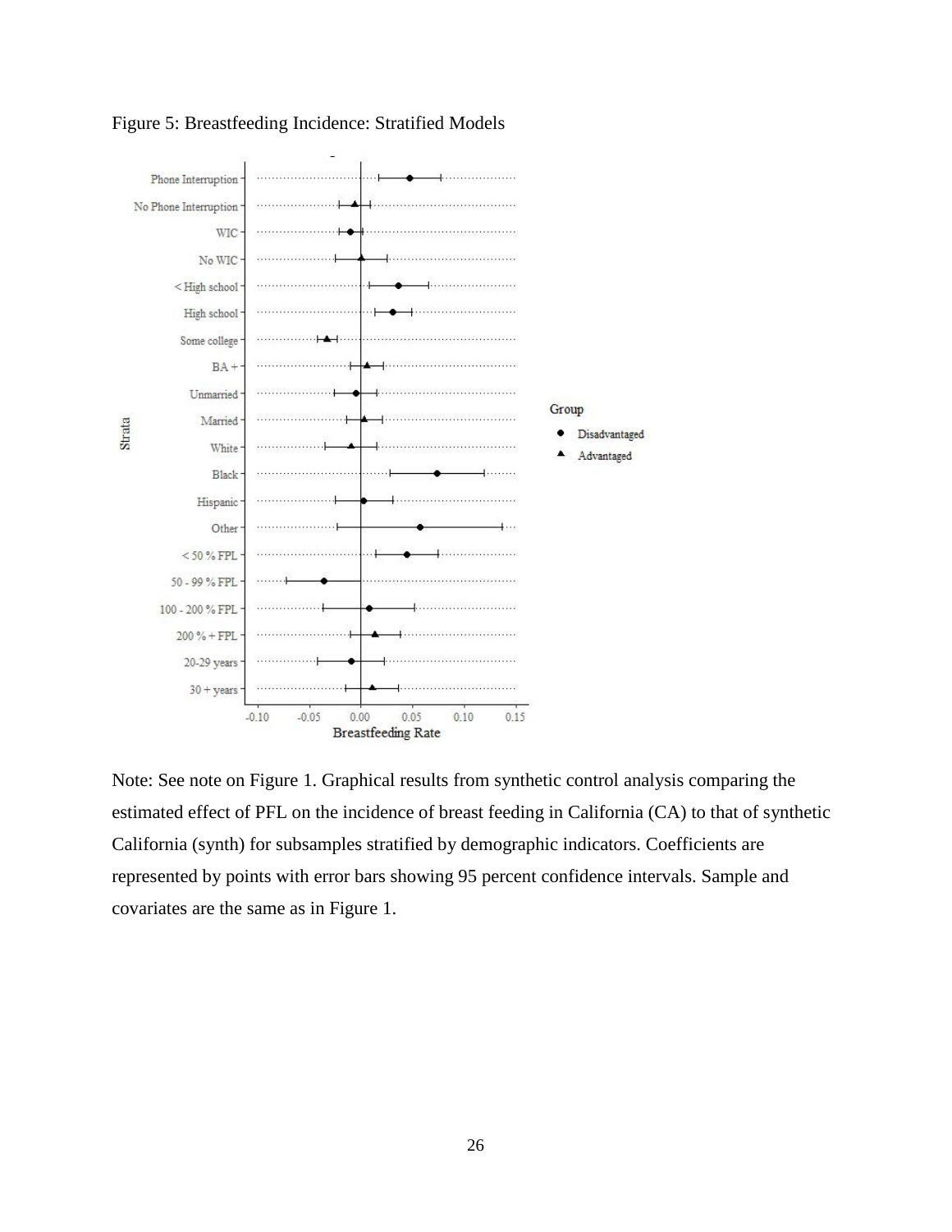Figure 5: Breastfeeding Incidence: Stratified Models

Note: See note on Figure 1. Graphical results from synthetic control analysis comparing the estimated effect of PFL on the incidence of breast feeding in California (CA) to that of synthetic California (synth) for subsamples stratified by demographic indicators. Coefficients are represented by points with error bars showing 95 percent confidence intervals. Sample and covariates are the same as in Figure 1.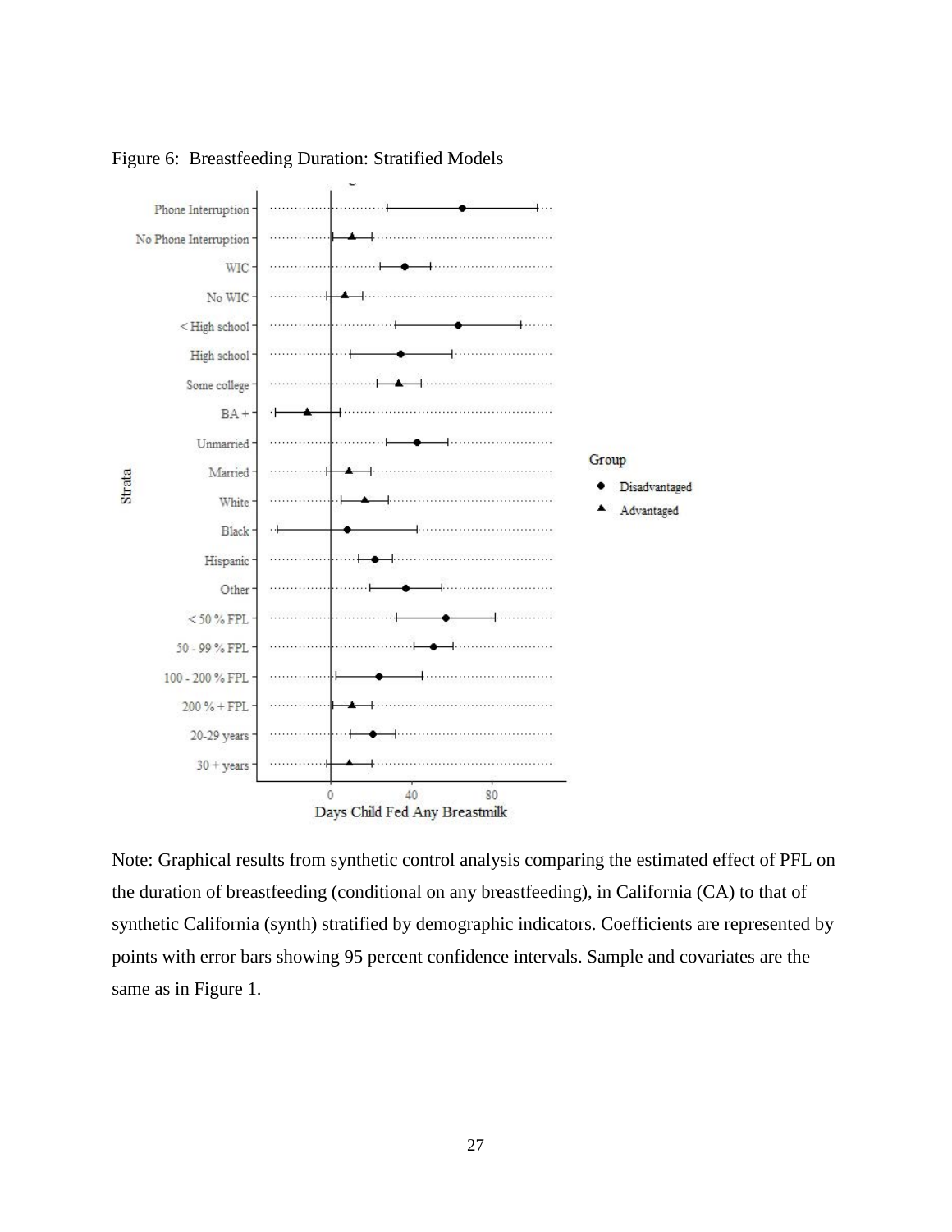Figure 6: Breastfeeding Duration: Stratified Models

Note: Graphical results from synthetic control analysis comparing the estimated effect of PFL on the duration of breastfeeding (conditional on any breastfeeding), in California (CA) to that of synthetic California (synth) stratified by demographic indicators. Coefficients are represented by points with error bars showing 95 percent confidence intervals. Sample and covariates are the same as in Figure 1.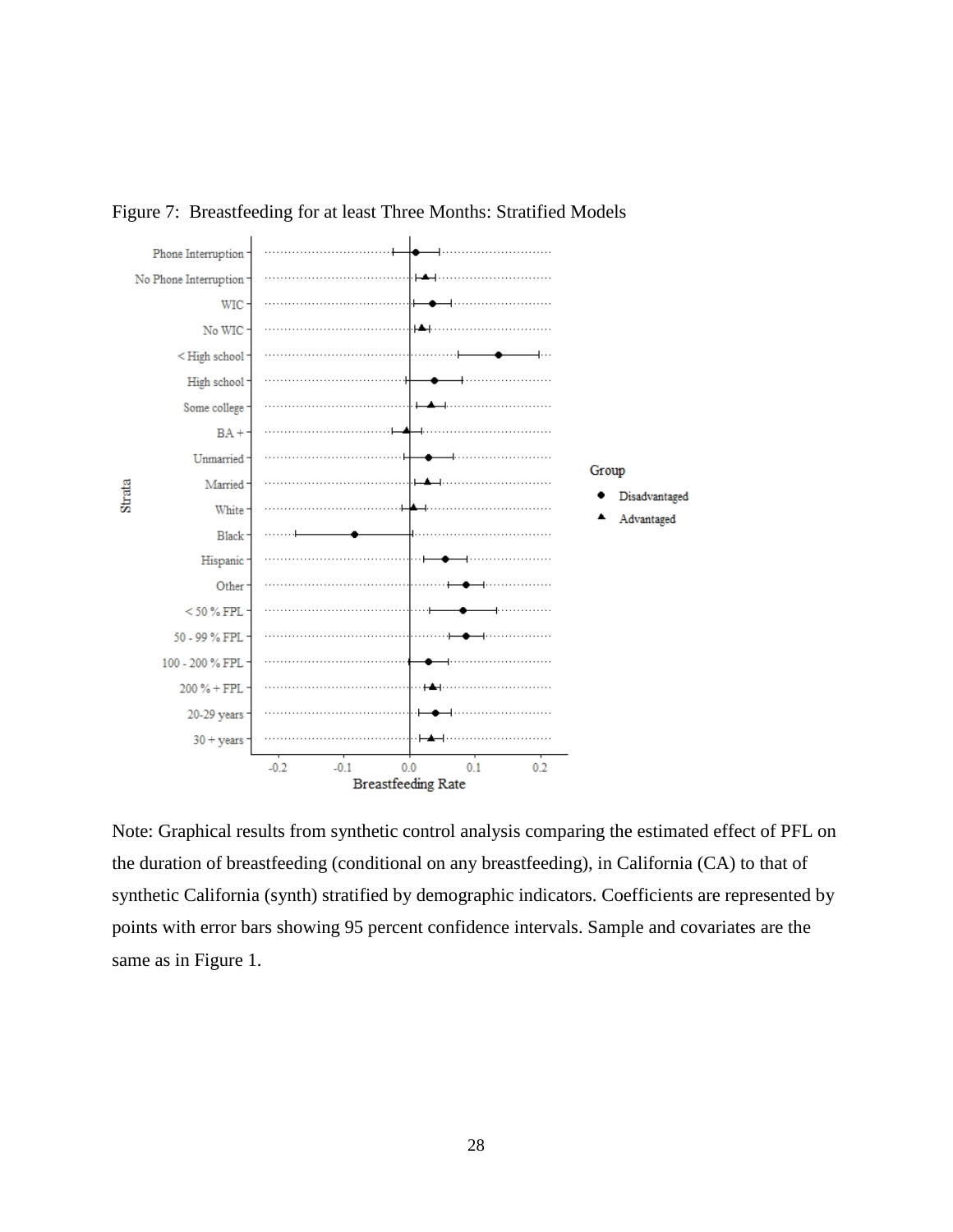Figure 7: Breastfeeding for at least Three Months: Stratified Models

Note: Graphical results from synthetic control analysis comparing the estimated effect of PFL on the duration of breastfeeding (conditional on any breastfeeding), in California (CA) to that of synthetic California (synth) stratified by demographic indicators. Coefficients are represented by points with error bars showing 95 percent confidence intervals. Sample and covariates are the same as in Figure 1.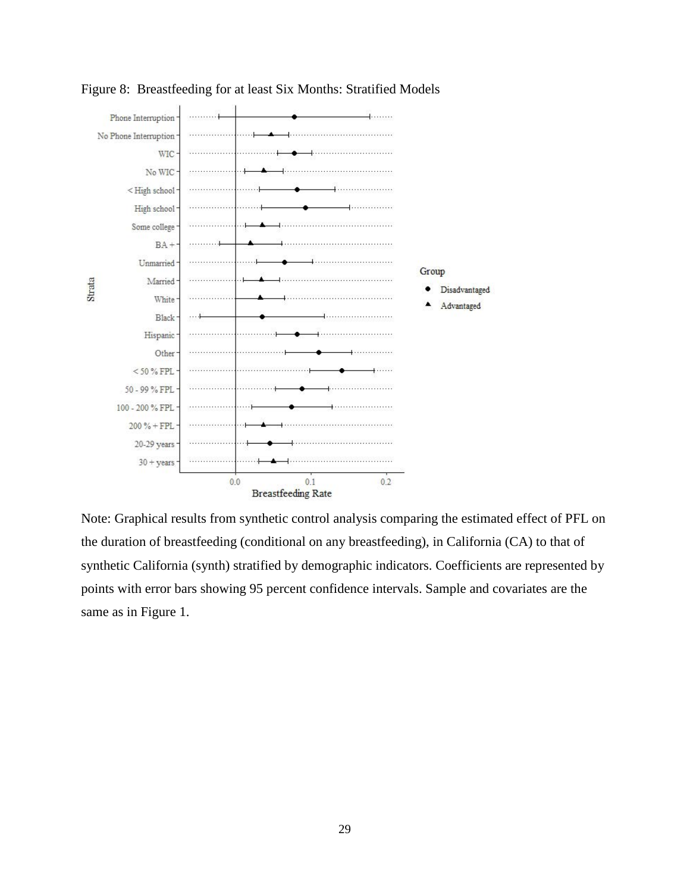Figure 8: Breastfeeding for at least Six Months: Stratified Models

Note: Graphical results from synthetic control analysis comparing the estimated effect of PFL on the duration of breastfeeding (conditional on any breastfeeding), in California (CA) to that of synthetic California (synth) stratified by demographic indicators. Coefficients are represented by points with error bars showing 95 percent confidence intervals. Sample and covariates are the same as in Figure 1.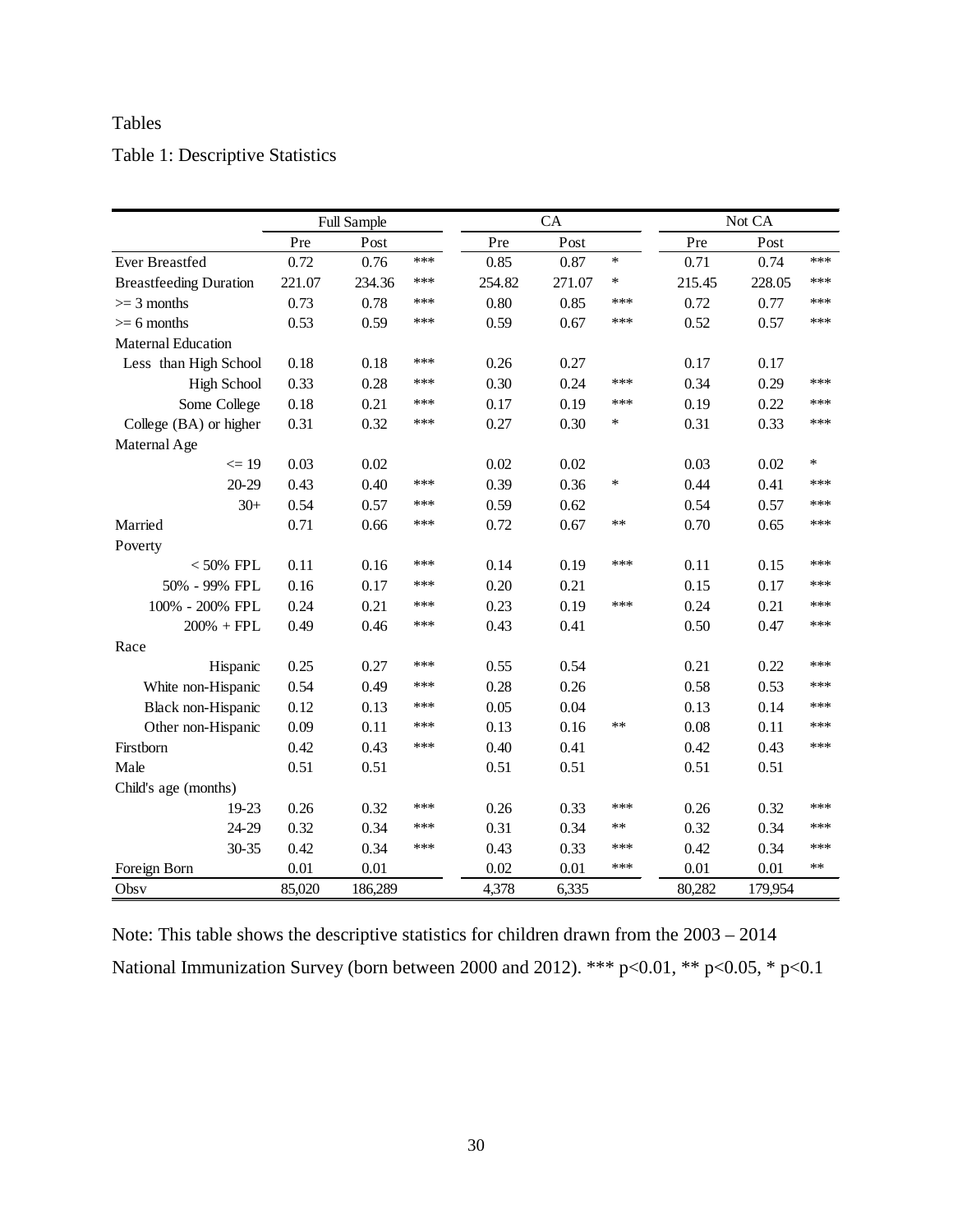Tables

Table 1: Descriptive Statistics

| | Full Sample | | | CA | | | Not CA | | |
|---|---|---|---|---|---|---|---|---|---|
| | Pre | Post | | Pre | Post | | Pre | Post | |
| Ever Breastfed | 0.72 | 0.76 | *** | 0.85 | 0.87 | * | 0.71 | 0.74 | *** |
| Breastfeeding Duration | 221.07 | 234.36 | *** | 254.82 | 271.07 | * | 215.45 | 228.05 | *** |
| >= 3 months | 0.73 | 0.78 | *** | 0.80 | 0.85 | *** | 0.72 | 0.77 | *** |
| >= 6 months | 0.53 | 0.59 | *** | 0.59 | 0.67 | *** | 0.52 | 0.57 | *** |
| Maternal Education | | | | | | | | | |
| Less than High School | 0.18 | 0.18 | *** | 0.26 | 0.27 | | 0.17 | 0.17 | |
| High School | 0.33 | 0.28 | *** | 0.30 | 0.24 | *** | 0.34 | 0.29 | *** |
| Some College | 0.18 | 0.21 | *** | 0.17 | 0.19 | *** | 0.19 | 0.22 | *** |
| College (BA) or higher | 0.31 | 0.32 | *** | 0.27 | 0.30 | * | 0.31 | 0.33 | *** |
| Maternal Age | | | | | | | | | |
| <= 19 | 0.03 | 0.02 | | 0.02 | 0.02 | | 0.03 | 0.02 | * |
| 20-29 | 0.43 | 0.40 | *** | 0.39 | 0.36 | * | 0.44 | 0.41 | *** |
| 30+ | 0.54 | 0.57 | *** | 0.59 | 0.62 | | 0.54 | 0.57 | *** |
| Married | 0.71 | 0.66 | *** | 0.72 | 0.67 | ** | 0.70 | 0.65 | *** |
| Poverty | | | | | | | | | |
| < 50% FPL | 0.11 | 0.16 | *** | 0.14 | 0.19 | *** | 0.11 | 0.15 | *** |
| 50% - 99% FPL | 0.16 | 0.17 | *** | 0.20 | 0.21 | | 0.15 | 0.17 | *** |
| 100% - 200% FPL | 0.24 | 0.21 | *** | 0.23 | 0.19 | *** | 0.24 | 0.21 | *** |
| 200% + FPL | 0.49 | 0.46 | *** | 0.43 | 0.41 | | 0.50 | 0.47 | *** |
| Race | | | | | | | | | |
| Hispanic | 0.25 | 0.27 | *** | 0.55 | 0.54 | | 0.21 | 0.22 | *** |
| White non-Hispanic | 0.54 | 0.49 | *** | 0.28 | 0.26 | | 0.58 | 0.53 | *** |
| Black non-Hispanic | 0.12 | 0.13 | *** | 0.05 | 0.04 | | 0.13 | 0.14 | *** |
| Other non-Hispanic | 0.09 | 0.11 | *** | 0.13 | 0.16 | ** | 0.08 | 0.11 | *** |
| Firstborn | 0.42 | 0.43 | *** | 0.40 | 0.41 | | 0.42 | 0.43 | *** |
| Male | 0.51 | 0.51 | | 0.51 | 0.51 | | 0.51 | 0.51 | |
| Child's age (months) | | | | | | | | | |
| 19-23 | 0.26 | 0.32 | *** | 0.26 | 0.33 | *** | 0.26 | 0.32 | *** |
| 24-29 | 0.32 | 0.34 | *** | 0.31 | 0.34 | ** | 0.32 | 0.34 | *** |
| 30-35 | 0.42 | 0.34 | *** | 0.43 | 0.33 | *** | 0.42 | 0.34 | *** |
| Foreign Born | 0.01 | 0.01 | | 0.02 | 0.01 | *** | 0.01 | 0.01 | ** |
| Obsv | 85,020 | 186,289 | | 4,378 | 6,335 | | 80,282 | 179,954 | |

Note: This table shows the descriptive statistics for children drawn from the 2003 – 2014 National Immunization Survey (born between 2000 and 2012). *** p<0.01, ** p<0.05, * p<0.1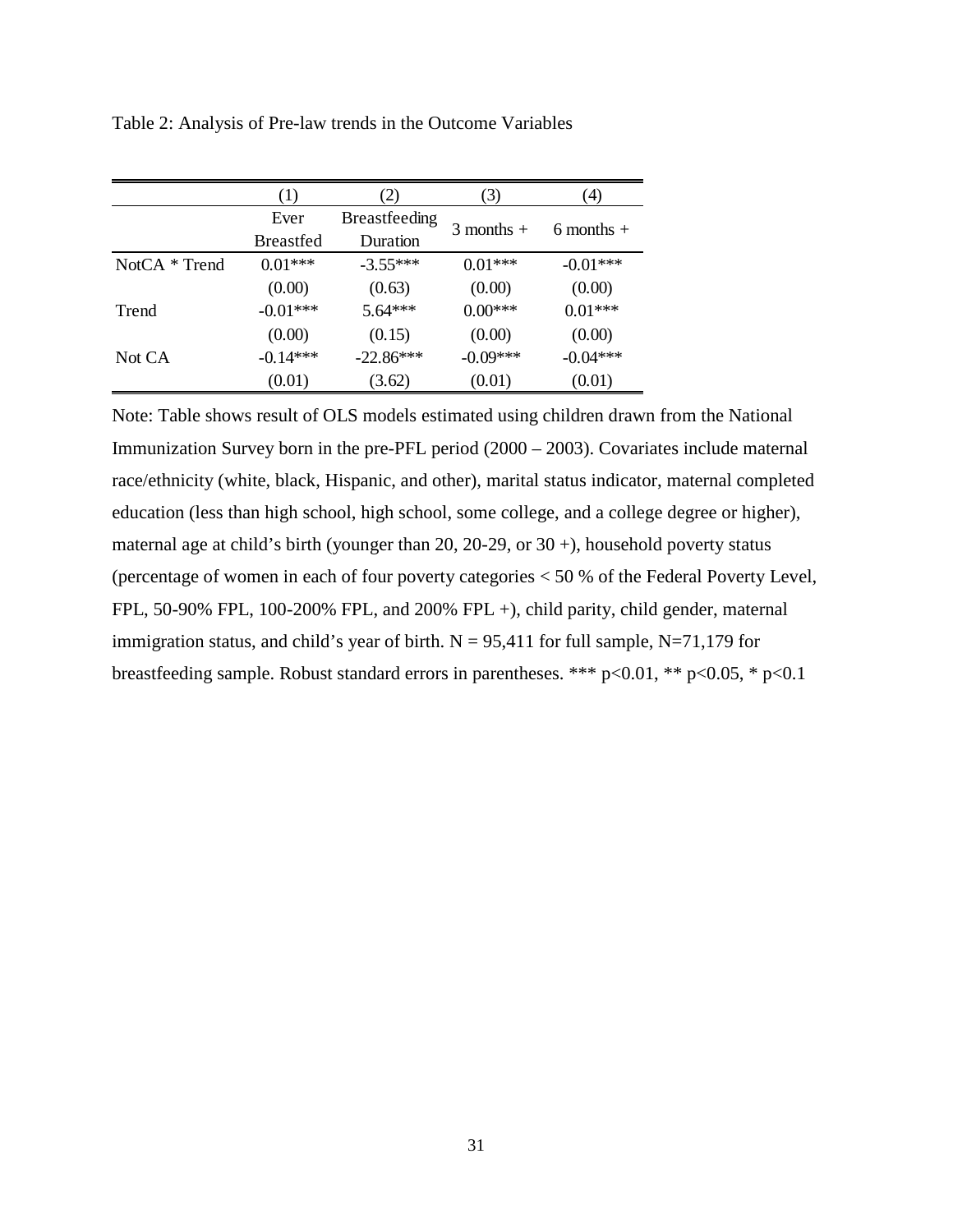Table 2: Analysis of Pre-law trends in the Outcome Variables

| | (1) | (2) | (3) | (4) |
|---|---|---|---|---|
| | Ever Breastfed | Breastfeeding Duration | 3 months + | 6 months + |
| NotCA * Trend | 0.01*** | -3.55*** | 0.01*** | -0.01*** |
| | (0.00) | (0.63) | (0.00) | (0.00) |
| Trend | -0.01*** | 5.64*** | 0.00*** | 0.01*** |
| | (0.00) | (0.15) | (0.00) | (0.00) |
| Not CA | -0.14*** | -22.86*** | -0.09*** | -0.04*** |
| | (0.01) | (3.62) | (0.01) | (0.01) |

Note: Table shows result of OLS models estimated using children drawn from the National Immunization Survey born in the pre-PFL period (2000 – 2003). Covariates include maternal race/ethnicity (white, black, Hispanic, and other), marital status indicator, maternal completed education (less than high school, high school, some college, and a college degree or higher), maternal age at child's birth (younger than 20, 20-29, or 30 +), household poverty status (percentage of women in each of four poverty categories < 50 % of the Federal Poverty Level, FPL, 50-90% FPL, 100-200% FPL, and 200% FPL +), child parity, child gender, maternal immigration status, and child's year of birth. N = 95,411 for full sample, N=71,179 for breastfeeding sample. Robust standard errors in parentheses. *** $p<0.01$, ** $p<0.05$, * $p<0.1$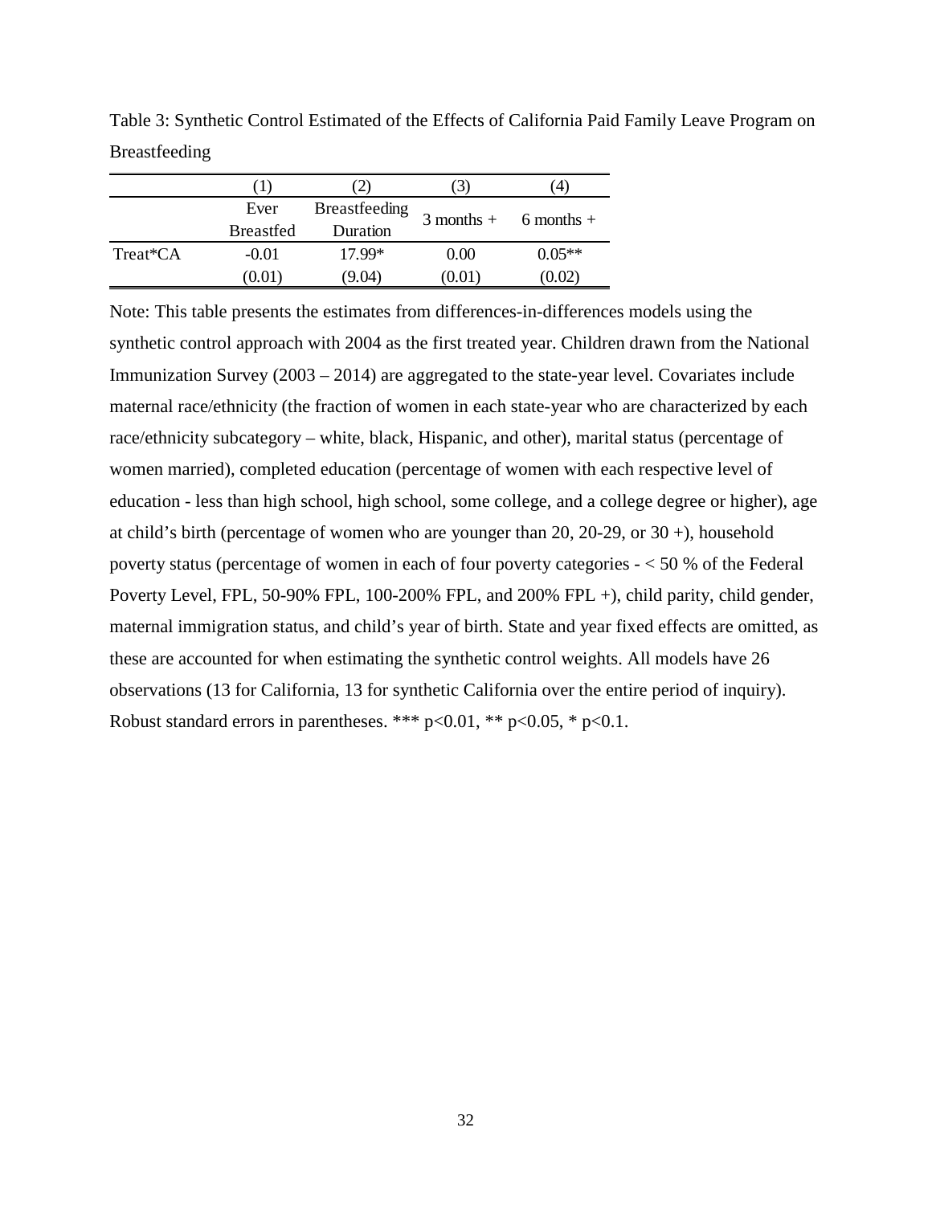Table 3: Synthetic Control Estimated of the Effects of California Paid Family Leave Program on Breastfeeding

| | (1) | (2) | (3) | (4) |
|---|---|---|---|---|
| | Ever Breastfed | Breastfeeding Duration | 3 months + | 6 months + |
| Treat*CA | -0.01 | 17.99* | 0.00 | 0.05** |
| | (0.01) | (9.04) | (0.01) | (0.02) |

Note: This table presents the estimates from differences-in-differences models using the synthetic control approach with 2004 as the first treated year. Children drawn from the National Immunization Survey (2003 – 2014) are aggregated to the state-year level. Covariates include maternal race/ethnicity (the fraction of women in each state-year who are characterized by each race/ethnicity subcategory – white, black, Hispanic, and other), marital status (percentage of women married), completed education (percentage of women with each respective level of education - less than high school, high school, some college, and a college degree or higher), age at child's birth (percentage of women who are younger than 20, 20-29, or 30 +), household poverty status (percentage of women in each of four poverty categories - < 50 % of the Federal Poverty Level, FPL, 50-90% FPL, 100-200% FPL, and 200% FPL +), child parity, child gender, maternal immigration status, and child's year of birth. State and year fixed effects are omitted, as these are accounted for when estimating the synthetic control weights. All models have 26 observations (13 for California, 13 for synthetic California over the entire period of inquiry). Robust standard errors in parentheses. *** $p<0.01$, ** $p<0.05$, * $p<0.1$.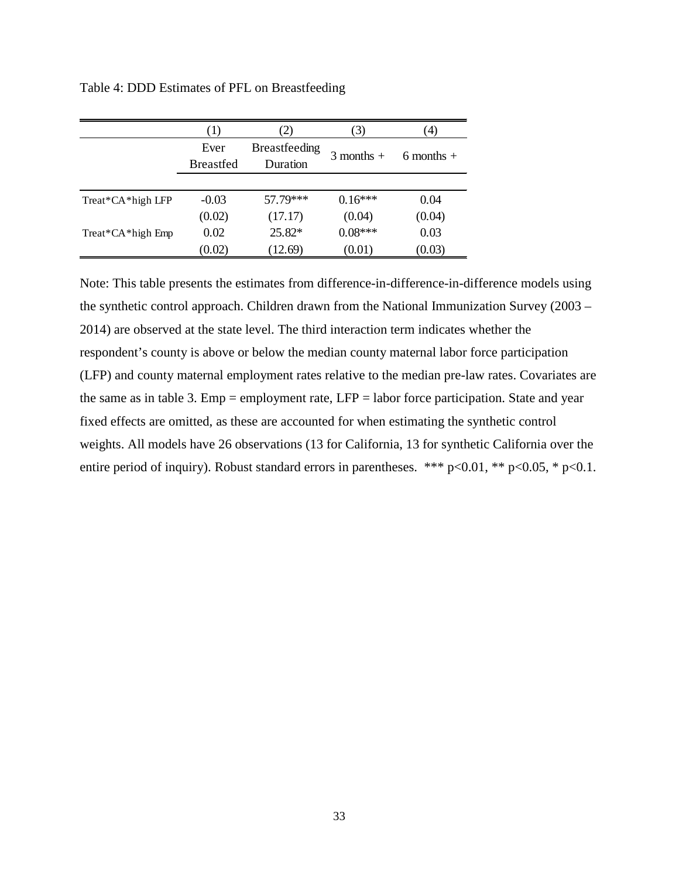Table 4: DDD Estimates of PFL on Breastfeeding

| | (1) | (2) | (3) | (4) |
|---|---|---|---|---|
| | Ever Breastfed | Breastfeeding Duration | 3 months + | 6 months + |
| Treat*CA*high LFP | -0.03 | 57.79*** | 0.16*** | 0.04 |
| | (0.02) | (17.17) | (0.04) | (0.04) |
| Treat*CA*high Emp | 0.02 | 25.82* | 0.08*** | 0.03 |
| | (0.02) | (12.69) | (0.01) | (0.03) |

Note: This table presents the estimates from difference-in-difference-in-difference models using the synthetic control approach. Children drawn from the National Immunization Survey (2003 – 2014) are observed at the state level. The third interaction term indicates whether the respondent's county is above or below the median county maternal labor force participation (LFP) and county maternal employment rates relative to the median pre-law rates. Covariates are the same as in table 3. Emp = employment rate, LFP = labor force participation. State and year fixed effects are omitted, as these are accounted for when estimating the synthetic control weights. All models have 26 observations (13 for California, 13 for synthetic California over the entire period of inquiry). Robust standard errors in parentheses. *** $p<0.01$, ** $p<0.05$, * $p<0.1$.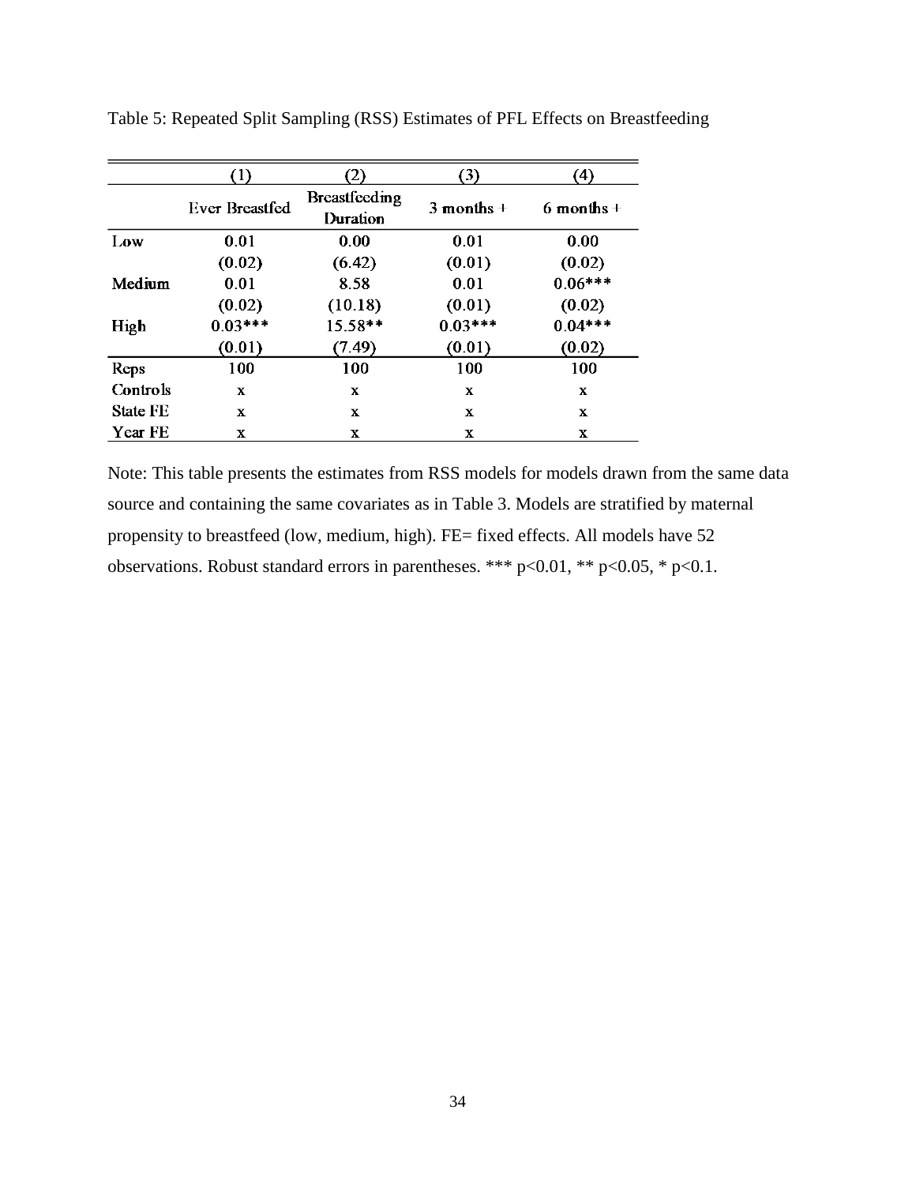Table 5: Repeated Split Sampling (RSS) Estimates of PFL Effects on Breastfeeding

| | (1) | (2) | (3) | (4) |
|---|---|---|---|---|
| | Ever Breastfed | Breastfeeding Duration | 3 months + | 6 months + |
| Low | 0.01 | 0.00 | 0.01 | 0.00 |
| | (0.02) | (6.42) | (0.01) | (0.02) |
| Medium | 0.01 | 8.58 | 0.01 | 0.06*** |
| | (0.02) | (10.18) | (0.01) | (0.02) |
| High | 0.03*** | 15.58** | 0.03*** | 0.04*** |
| | (0.01) | (7.49) | (0.01) | (0.02) |
| Reps | 100 | 100 | 100 | 100 |
| Controls | x | x | x | x |
| State FE | x | x | x | x |
| Year FE | x | x | x | x |

Note: This table presents the estimates from RSS models for models drawn from the same data source and containing the same covariates as in Table 3. Models are stratified by maternal propensity to breastfeed (low, medium, high). FE= fixed effects. All models have 52 observations. Robust standard errors in parentheses. *** p<0.01, ** p<0.05, * p<0.1.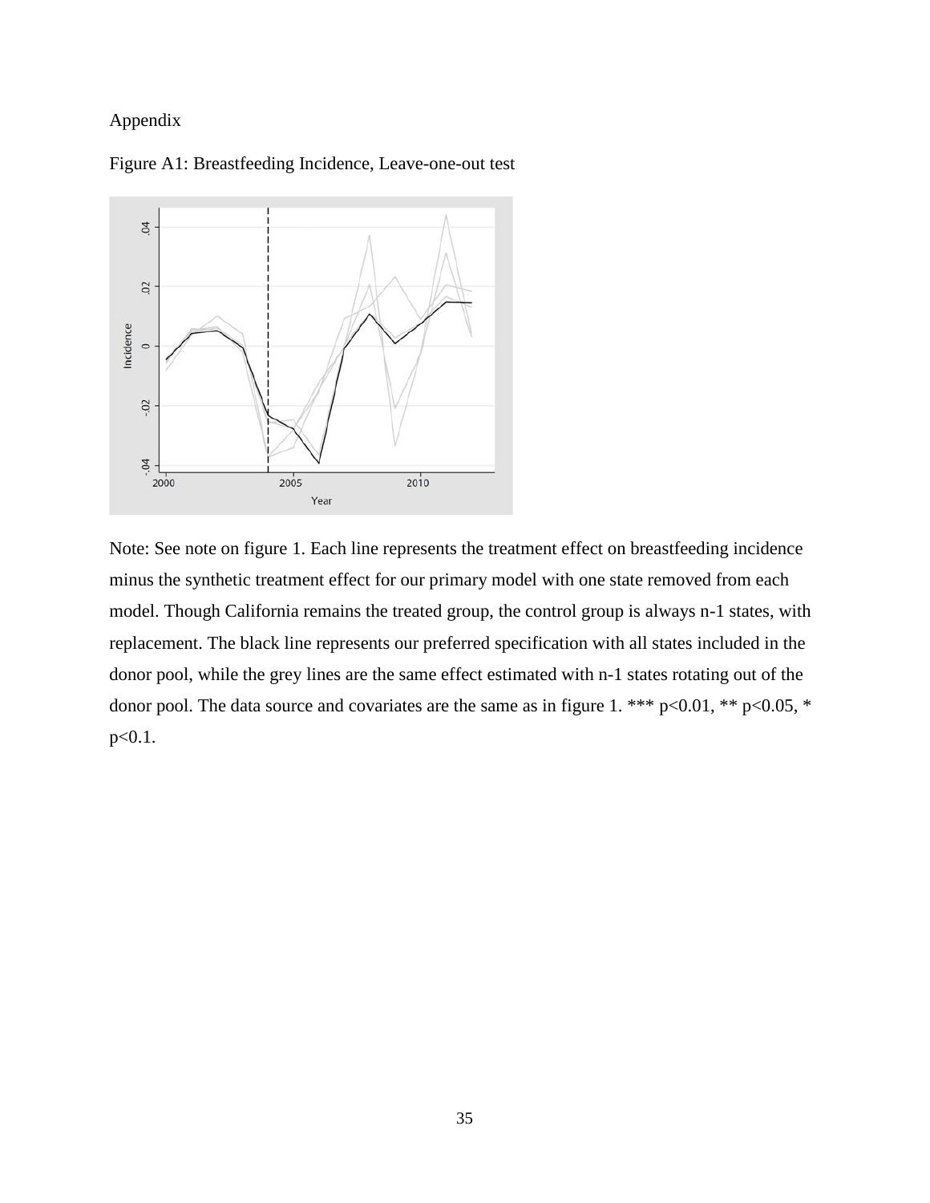Appendix

Figure A1: Breastfeeding Incidence, Leave-one-out test

Note: See note on figure 1. Each line represents the treatment effect on breastfeeding incidence minus the synthetic treatment effect for our primary model with one state removed from each model. Though California remains the treated group, the control group is always n-1 states, with replacement. The black line represents our preferred specification with all states included in the donor pool, while the grey lines are the same effect estimated with n-1 states rotating out of the donor pool. The data source and covariates are the same as in figure 1. *** p<0.01, ** p<0.05, * p<0.1.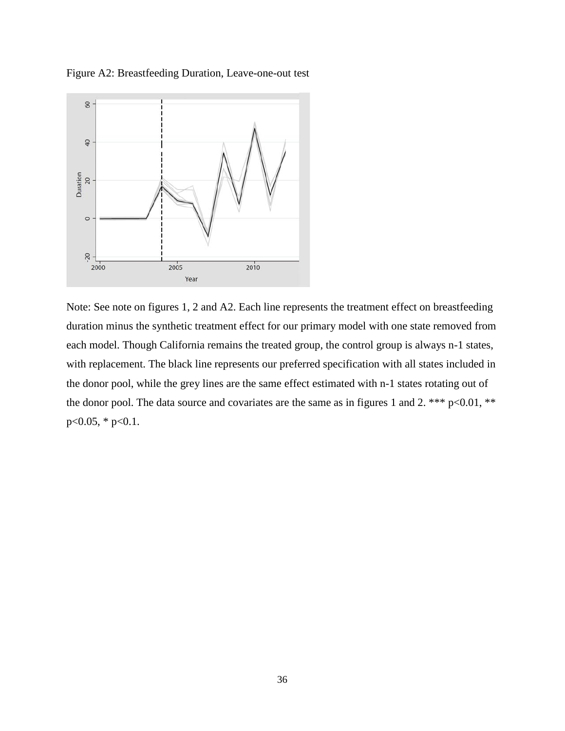Figure A2: Breastfeeding Duration, Leave-one-out test

Note: See note on figures 1, 2 and A2. Each line represents the treatment effect on breastfeeding duration minus the synthetic treatment effect for our primary model with one state removed from each model. Though California remains the treated group, the control group is always n-1 states, with replacement. The black line represents our preferred specification with all states included in the donor pool, while the grey lines are the same effect estimated with n-1 states rotating out of the donor pool. The data source and covariates are the same as in figures 1 and 2. *** p<0.01, ** p<0.05, * p<0.1.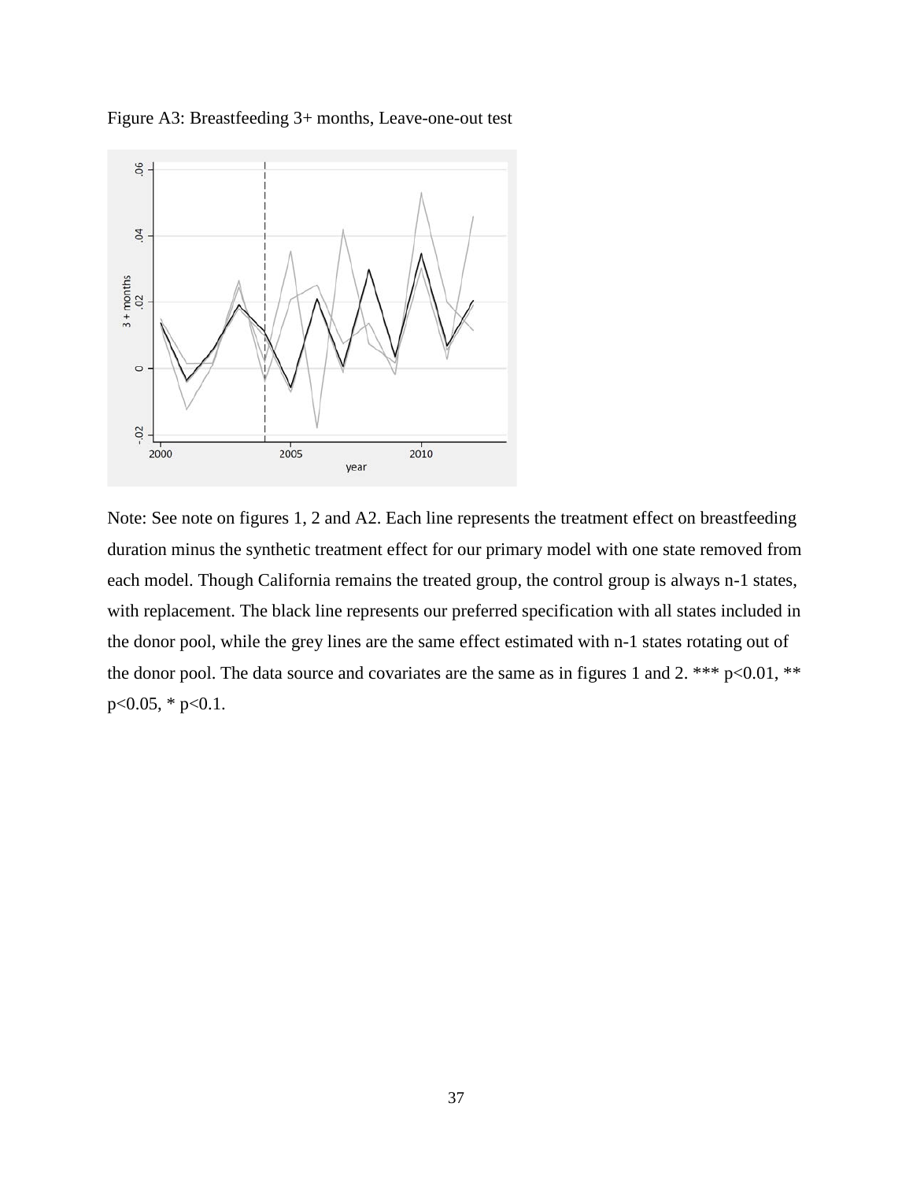Figure A3: Breastfeeding 3+ months, Leave-one-out test

Note: See note on figures 1, 2 and A2. Each line represents the treatment effect on breastfeeding duration minus the synthetic treatment effect for our primary model with one state removed from each model. Though California remains the treated group, the control group is always n-1 states, with replacement. The black line represents our preferred specification with all states included in the donor pool, while the grey lines are the same effect estimated with n-1 states rotating out of the donor pool. The data source and covariates are the same as in figures 1 and 2. *** p<0.01, ** p<0.05, * p<0.1.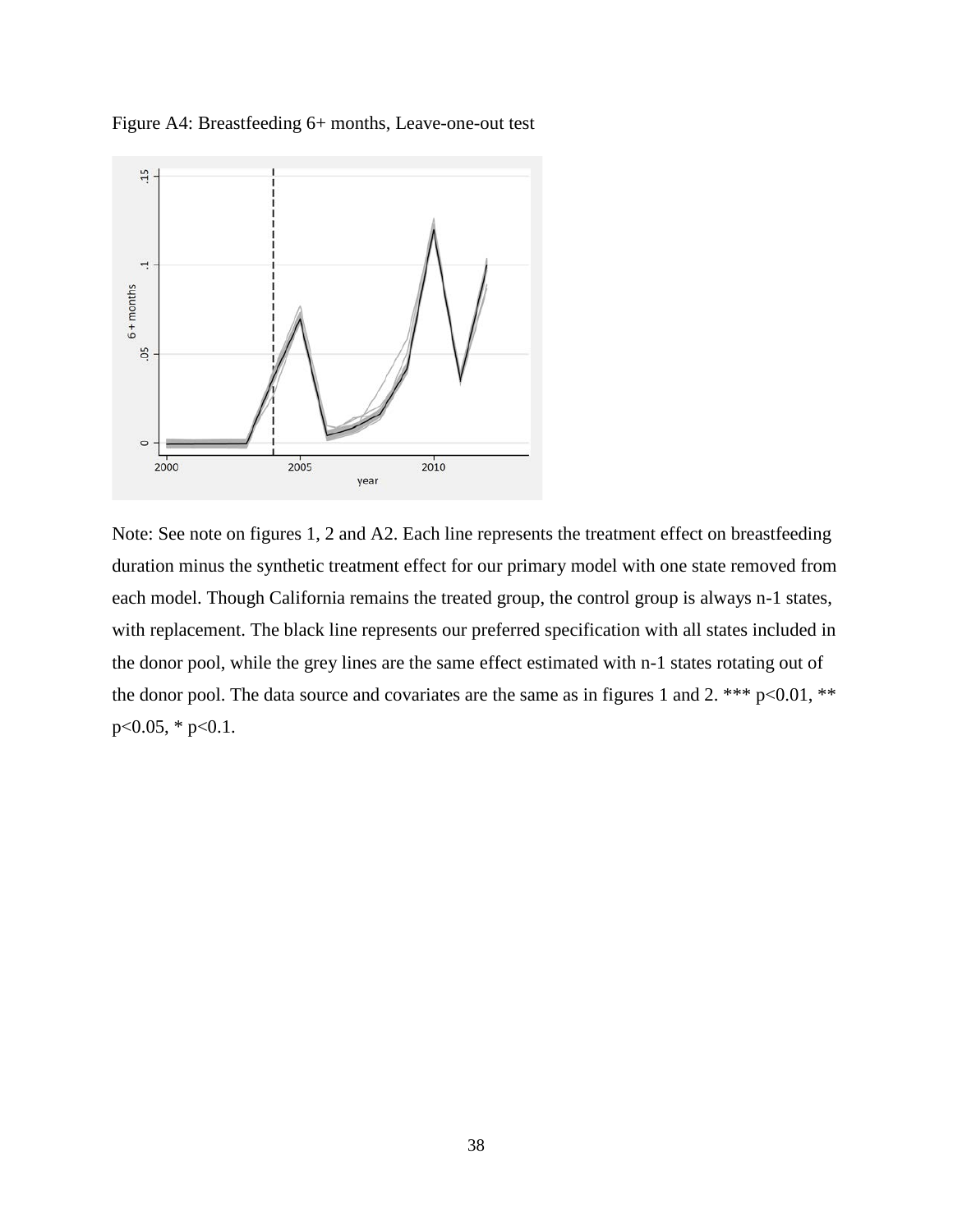Figure A4: Breastfeeding 6+ months, Leave-one-out test

Note: See note on figures 1, 2 and A2. Each line represents the treatment effect on breastfeeding duration minus the synthetic treatment effect for our primary model with one state removed from each model. Though California remains the treated group, the control group is always n-1 states, with replacement. The black line represents our preferred specification with all states included in the donor pool, while the grey lines are the same effect estimated with n-1 states rotating out of the donor pool. The data source and covariates are the same as in figures 1 and 2. *** p<0.01, ** p<0.05, * p<0.1.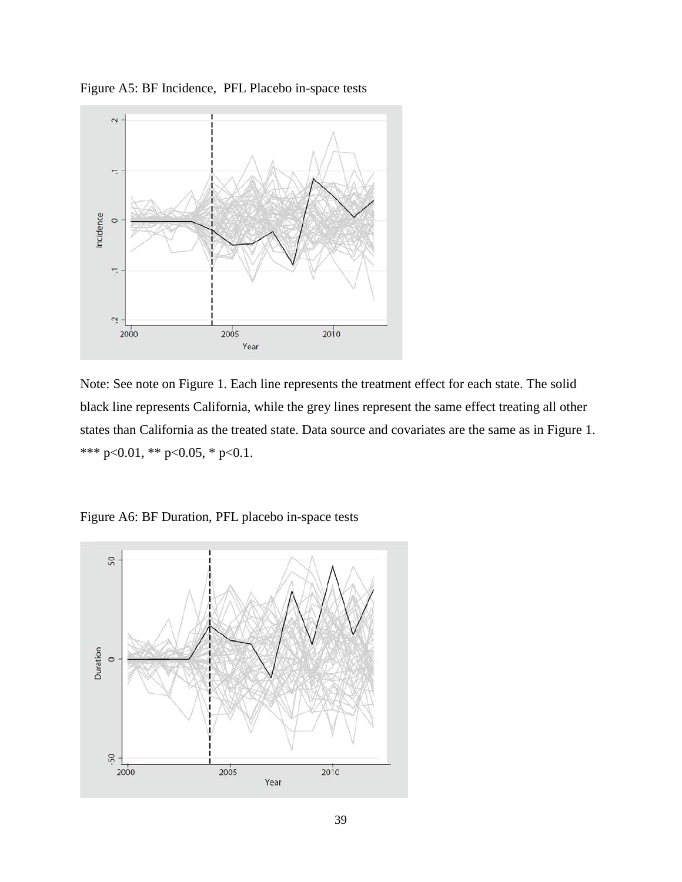Figure A5: BF Incidence, PFL Placebo in-space tests

Note: See note on Figure 1. Each line represents the treatment effect for each state. The solid black line represents California, while the grey lines represent the same effect treating all other states than California as the treated state. Data source and covariates are the same as in Figure 1. *** p<0.01, ** p<0.05, * p<0.1.

Figure A6: BF Duration, PFL placebo in-space tests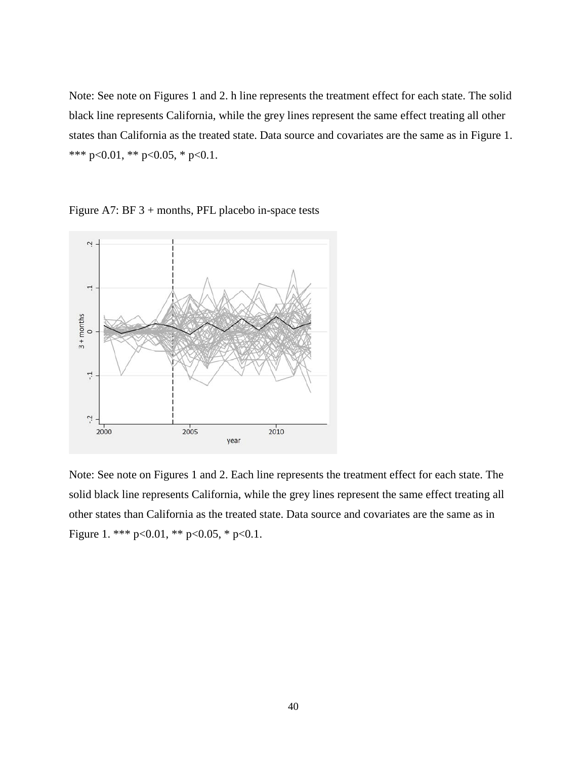Note: See note on Figures 1 and 2. h line represents the treatment effect for each state. The solid black line represents California, while the grey lines represent the same effect treating all other states than California as the treated state. Data source and covariates are the same as in Figure 1. *** p<0.01, ** p<0.05, * p<0.1.

Figure A7: BF 3 + months, PFL placebo in-space tests

Note: See note on Figures 1 and 2. Each line represents the treatment effect for each state. The solid black line represents California, while the grey lines represent the same effect treating all other states than California as the treated state. Data source and covariates are the same as in Figure 1. *** p<0.01, ** p<0.05, * p<0.1.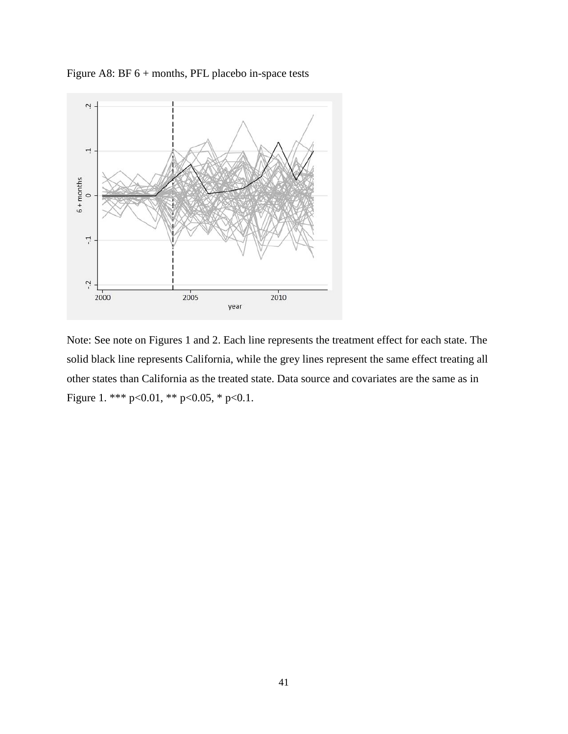Figure A8: BF 6 + months, PFL placebo in-space tests

Note: See note on Figures 1 and 2. Each line represents the treatment effect for each state. The solid black line represents California, while the grey lines represent the same effect treating all other states than California as the treated state. Data source and covariates are the same as in Figure 1. *** p<0.01, ** p<0.05, * p<0.1.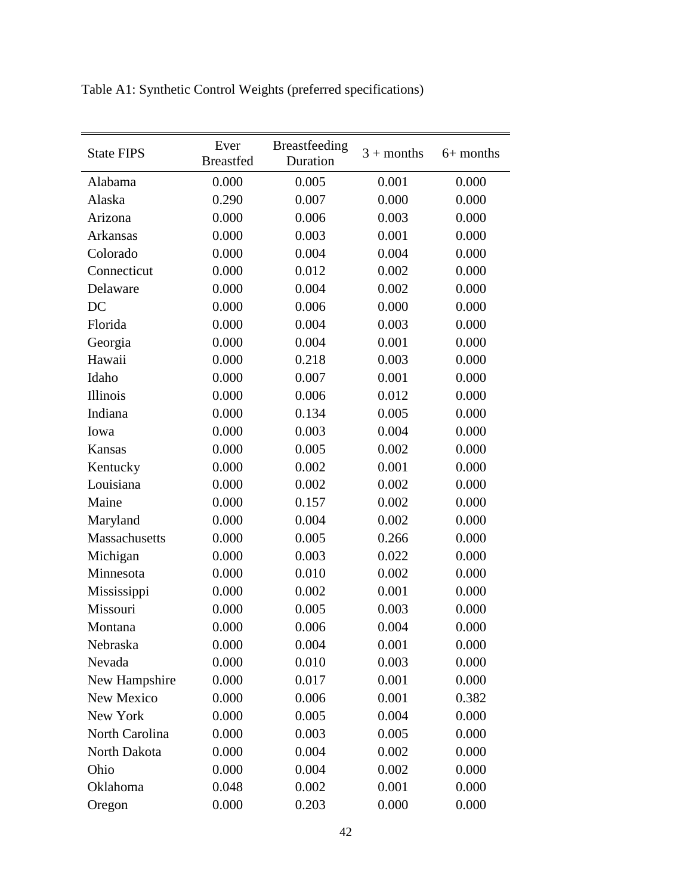Table A1: Synthetic Control Weights (preferred specifications)

| State FIPS | Ever Breastfed | Breastfeeding Duration | 3 + months | 6+ months |
|---|---|---|---|---|
| Alabama | 0.000 | 0.005 | 0.001 | 0.000 |
| Alaska | 0.290 | 0.007 | 0.000 | 0.000 |
| Arizona | 0.000 | 0.006 | 0.003 | 0.000 |
| Arkansas | 0.000 | 0.003 | 0.001 | 0.000 |
| Colorado | 0.000 | 0.004 | 0.004 | 0.000 |
| Connecticut | 0.000 | 0.012 | 0.002 | 0.000 |
| Delaware | 0.000 | 0.004 | 0.002 | 0.000 |
| DC | 0.000 | 0.006 | 0.000 | 0.000 |
| Florida | 0.000 | 0.004 | 0.003 | 0.000 |
| Georgia | 0.000 | 0.004 | 0.001 | 0.000 |
| Hawaii | 0.000 | 0.218 | 0.003 | 0.000 |
| Idaho | 0.000 | 0.007 | 0.001 | 0.000 |
| Illinois | 0.000 | 0.006 | 0.012 | 0.000 |
| Indiana | 0.000 | 0.134 | 0.005 | 0.000 |
| Iowa | 0.000 | 0.003 | 0.004 | 0.000 |
| Kansas | 0.000 | 0.005 | 0.002 | 0.000 |
| Kentucky | 0.000 | 0.002 | 0.001 | 0.000 |
| Louisiana | 0.000 | 0.002 | 0.002 | 0.000 |
| Maine | 0.000 | 0.157 | 0.002 | 0.000 |
| Maryland | 0.000 | 0.004 | 0.002 | 0.000 |
| Massachusetts | 0.000 | 0.005 | 0.266 | 0.000 |
| Michigan | 0.000 | 0.003 | 0.022 | 0.000 |
| Minnesota | 0.000 | 0.010 | 0.002 | 0.000 |
| Mississippi | 0.000 | 0.002 | 0.001 | 0.000 |
| Missouri | 0.000 | 0.005 | 0.003 | 0.000 |
| Montana | 0.000 | 0.006 | 0.004 | 0.000 |
| Nebraska | 0.000 | 0.004 | 0.001 | 0.000 |
| Nevada | 0.000 | 0.010 | 0.003 | 0.000 |
| New Hampshire | 0.000 | 0.017 | 0.001 | 0.000 |
| New Mexico | 0.000 | 0.006 | 0.001 | 0.382 |
| New York | 0.000 | 0.005 | 0.004 | 0.000 |
| North Carolina | 0.000 | 0.003 | 0.005 | 0.000 |
| North Dakota | 0.000 | 0.004 | 0.002 | 0.000 |
| Ohio | 0.000 | 0.004 | 0.002 | 0.000 |
| Oklahoma | 0.048 | 0.002 | 0.001 | 0.000 |
| Oregon | 0.000 | 0.203 | 0.000 | 0.000 |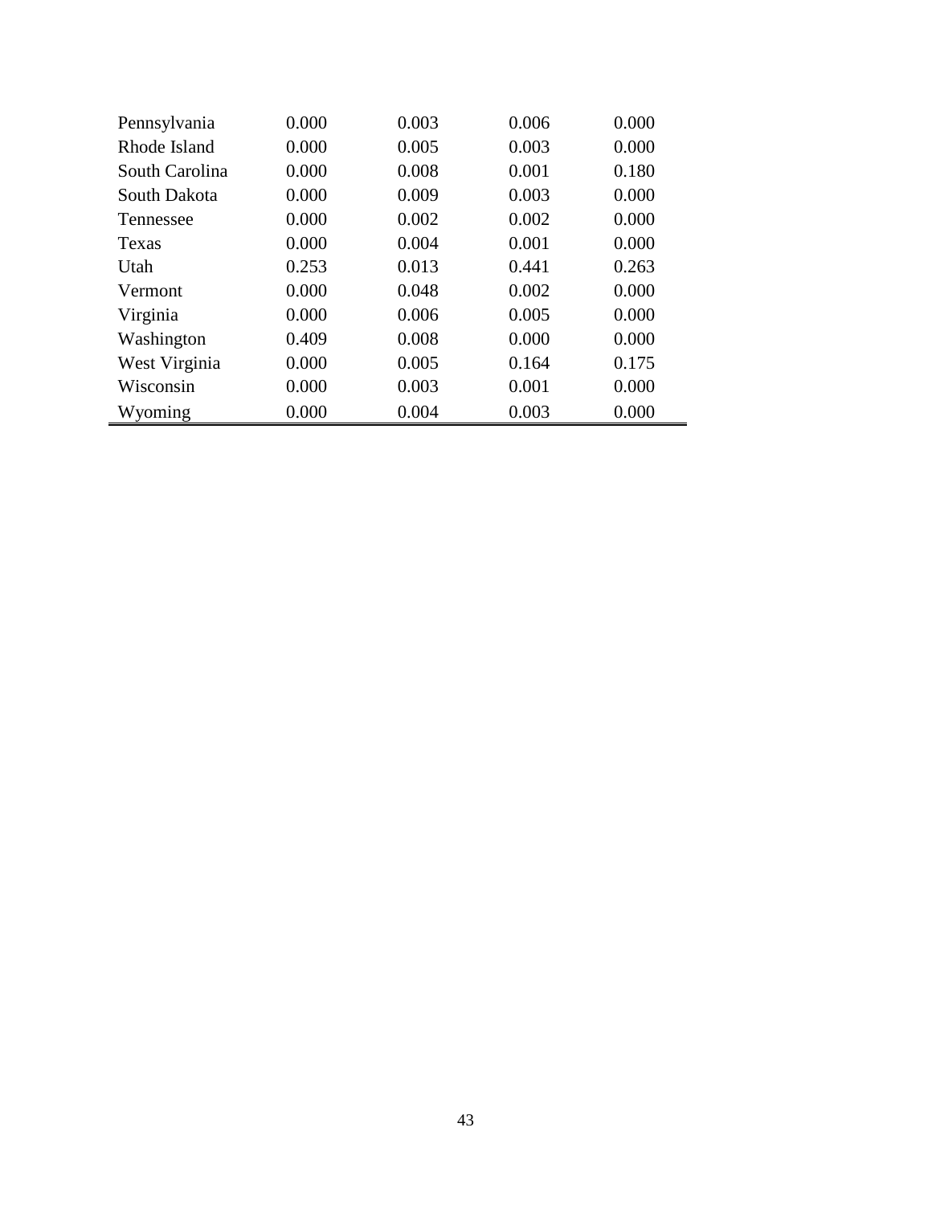| | | | | |
|---|---|---|---|---|
| Pennsylvania | 0.000 | 0.003 | 0.006 | 0.000 |
| Rhode Island | 0.000 | 0.005 | 0.003 | 0.000 |
| South Carolina | 0.000 | 0.008 | 0.001 | 0.180 |
| South Dakota | 0.000 | 0.009 | 0.003 | 0.000 |
| Tennessee | 0.000 | 0.002 | 0.002 | 0.000 |
| Texas | 0.000 | 0.004 | 0.001 | 0.000 |
| Utah | 0.253 | 0.013 | 0.441 | 0.263 |
| Vermont | 0.000 | 0.048 | 0.002 | 0.000 |
| Virginia | 0.000 | 0.006 | 0.005 | 0.000 |
| Washington | 0.409 | 0.008 | 0.000 | 0.000 |
| West Virginia | 0.000 | 0.005 | 0.164 | 0.175 |
| Wisconsin | 0.000 | 0.003 | 0.001 | 0.000 |
| Wyoming | 0.000 | 0.004 | 0.003 | 0.000 |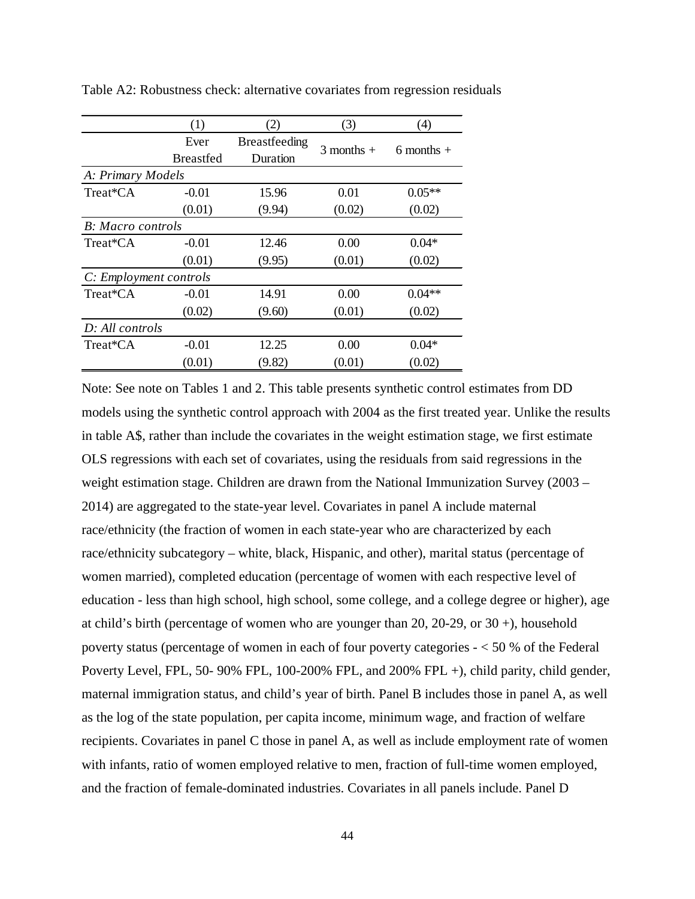Table A2: Robustness check: alternative covariates from regression residuals

| | (1) | (2) | (3) | (4) |
|---|---|---|---|---|
| | Ever Breastfed | Breastfeeding Duration | 3 months + | 6 months + |
| *A: Primary Models* | | | | |
| Treat*CA | -0.01 | 15.96 | 0.01 | 0.05** |
| | (0.01) | (9.94) | (0.02) | (0.02) |
| *B: Macro controls* | | | | |
| Treat*CA | -0.01 | 12.46 | 0.00 | 0.04* |
| | (0.01) | (9.95) | (0.01) | (0.02) |
| *C: Employment controls* | | | | |
| Treat*CA | -0.01 | 14.91 | 0.00 | 0.04** |
| | (0.02) | (9.60) | (0.01) | (0.02) |
| *D: All controls* | | | | |
| Treat*CA | -0.01 | 12.25 | 0.00 | 0.04* |
| | (0.01) | (9.82) | (0.01) | (0.02) |

Note: See note on Tables 1 and 2. This table presents synthetic control estimates from DD models using the synthetic control approach with 2004 as the first treated year. Unlike the results in table A$, rather than include the covariates in the weight estimation stage, we first estimate OLS regressions with each set of covariates, using the residuals from said regressions in the weight estimation stage. Children are drawn from the National Immunization Survey (2003 – 2014) are aggregated to the state-year level. Covariates in panel A include maternal race/ethnicity (the fraction of women in each state-year who are characterized by each race/ethnicity subcategory – white, black, Hispanic, and other), marital status (percentage of women married), completed education (percentage of women with each respective level of education - less than high school, high school, some college, and a college degree or higher), age at child's birth (percentage of women who are younger than 20, 20-29, or 30 +), household poverty status (percentage of women in each of four poverty categories - < 50 % of the Federal Poverty Level, FPL, 50- 90% FPL, 100-200% FPL, and 200% FPL +), child parity, child gender, maternal immigration status, and child's year of birth. Panel B includes those in panel A, as well as the log of the state population, per capita income, minimum wage, and fraction of welfare recipients. Covariates in panel C those in panel A, as well as include employment rate of women with infants, ratio of women employed relative to men, fraction of full-time women employed, and the fraction of female-dominated industries. Covariates in all panels include. Panel D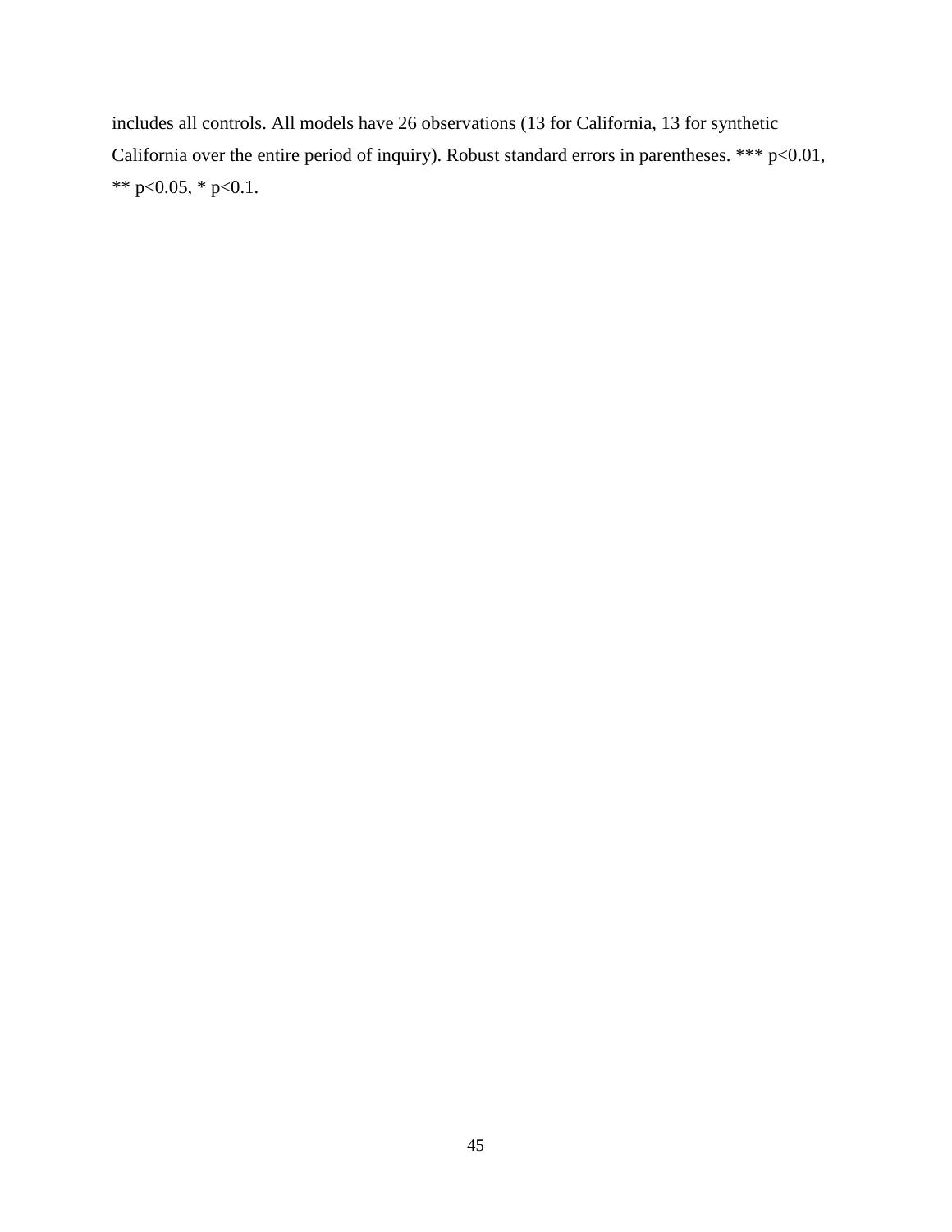includes all controls. All models have 26 observations (13 for California, 13 for synthetic California over the entire period of inquiry). Robust standard errors in parentheses. *** $p<0.01$, ** $p<0.05$, * $p<0.1$.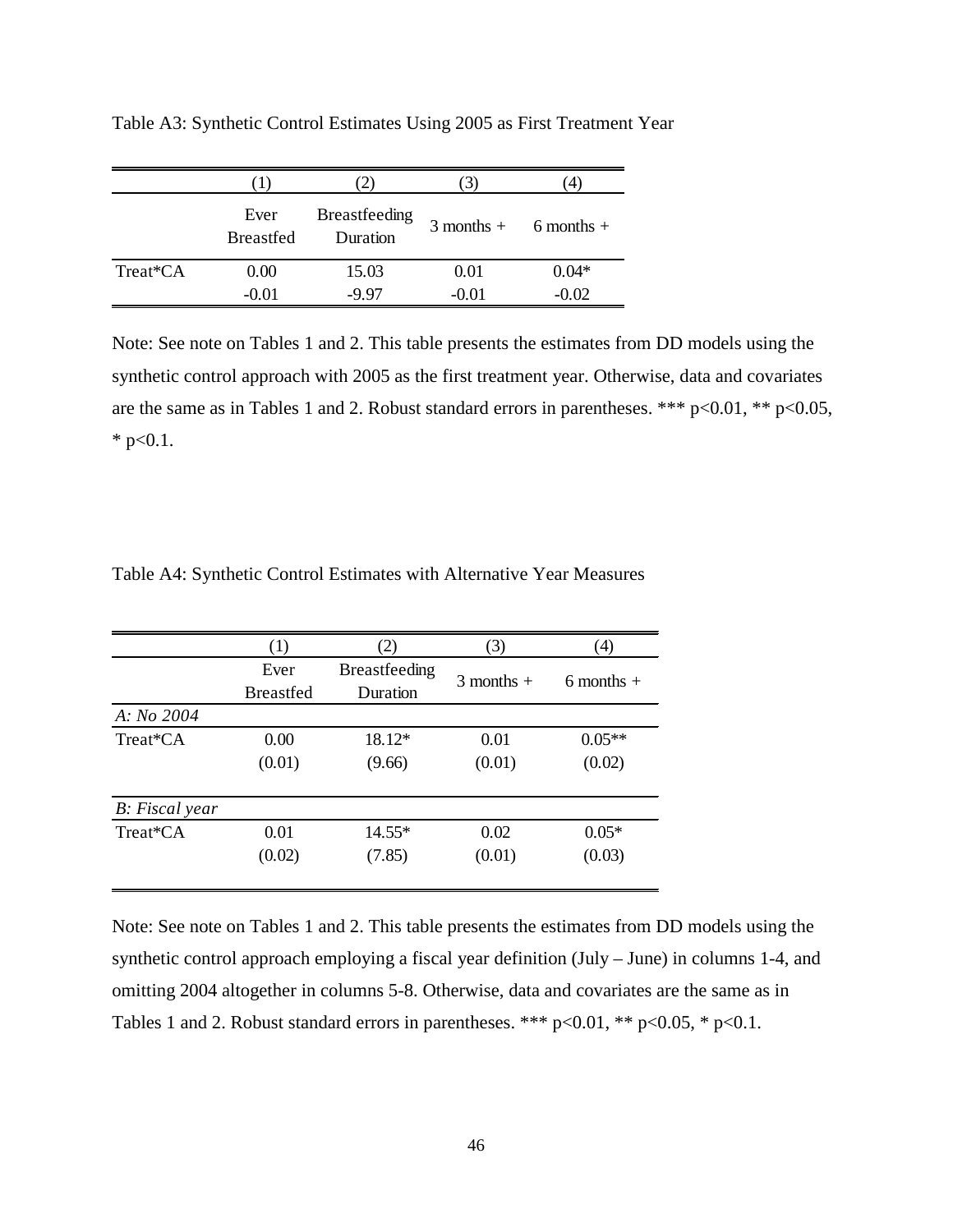Table A3: Synthetic Control Estimates Using 2005 as First Treatment Year

| | (1) | (2) | (3) | (4) |
|---|---|---|---|---|
| | Ever Breastfed | Breastfeeding Duration | 3 months + | 6 months + |
| Treat*CA | 0.00 | 15.03 | 0.01 | 0.04* |
| | -0.01 | -9.97 | -0.01 | -0.02 |

Note: See note on Tables 1 and 2. This table presents the estimates from DD models using the synthetic control approach with 2005 as the first treatment year. Otherwise, data and covariates are the same as in Tables 1 and 2. Robust standard errors in parentheses. *** p<0.01, ** p<0.05, * p<0.1.

Table A4: Synthetic Control Estimates with Alternative Year Measures

| | (1) | (2) | (3) | (4) |
|---|---|---|---|---|
| | Ever Breastfed | Breastfeeding Duration | 3 months + | 6 months + |
| *A: No 2004* | | | | |
| Treat*CA | 0.00 | 18.12* | 0.01 | 0.05** |
| | (0.01) | (9.66) | (0.01) | (0.02) |
| *B: Fiscal year* | | | | |
| Treat*CA | 0.01 | 14.55* | 0.02 | 0.05* |
| | (0.02) | (7.85) | (0.01) | (0.03) |

Note: See note on Tables 1 and 2. This table presents the estimates from DD models using the synthetic control approach employing a fiscal year definition (July – June) in columns 1-4, and omitting 2004 altogether in columns 5-8. Otherwise, data and covariates are the same as in Tables 1 and 2. Robust standard errors in parentheses. *** p<0.01, ** p<0.05, * p<0.1.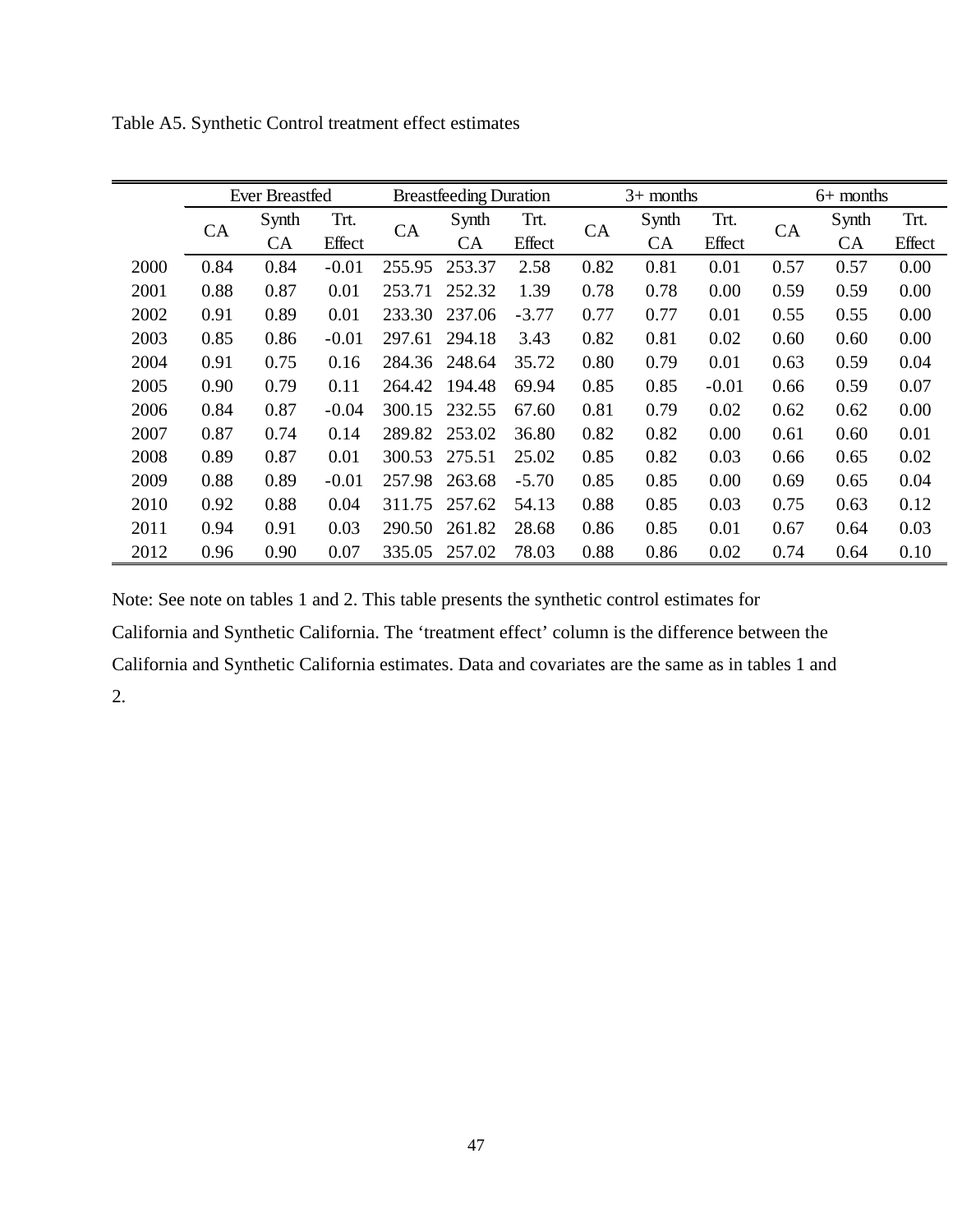Table A5. Synthetic Control treatment effect estimates

| | Ever Breastfed | | | Breastfeeding Duration | | | 3+ months | | | 6+ months | | |
|---|---|---|---|---|---|---|---|---|---|---|---|---|
| | CA | Synth CA | Trt. Effect | CA | Synth CA | Trt. Effect | CA | Synth CA | Trt. Effect | CA | Synth CA | Trt. Effect |
| 2000 | 0.84 | 0.84 | -0.01 | 255.95 | 253.37 | 2.58 | 0.82 | 0.81 | 0.01 | 0.57 | 0.57 | 0.00 |
| 2001 | 0.88 | 0.87 | 0.01 | 253.71 | 252.32 | 1.39 | 0.78 | 0.78 | 0.00 | 0.59 | 0.59 | 0.00 |
| 2002 | 0.91 | 0.89 | 0.01 | 233.30 | 237.06 | -3.77 | 0.77 | 0.77 | 0.01 | 0.55 | 0.55 | 0.00 |
| 2003 | 0.85 | 0.86 | -0.01 | 297.61 | 294.18 | 3.43 | 0.82 | 0.81 | 0.02 | 0.60 | 0.60 | 0.00 |
| 2004 | 0.91 | 0.75 | 0.16 | 284.36 | 248.64 | 35.72 | 0.80 | 0.79 | 0.01 | 0.63 | 0.59 | 0.04 |
| 2005 | 0.90 | 0.79 | 0.11 | 264.42 | 194.48 | 69.94 | 0.85 | 0.85 | -0.01 | 0.66 | 0.59 | 0.07 |
| 2006 | 0.84 | 0.87 | -0.04 | 300.15 | 232.55 | 67.60 | 0.81 | 0.79 | 0.02 | 0.62 | 0.62 | 0.00 |
| 2007 | 0.87 | 0.74 | 0.14 | 289.82 | 253.02 | 36.80 | 0.82 | 0.82 | 0.00 | 0.61 | 0.60 | 0.01 |
| 2008 | 0.89 | 0.87 | 0.01 | 300.53 | 275.51 | 25.02 | 0.85 | 0.82 | 0.03 | 0.66 | 0.65 | 0.02 |
| 2009 | 0.88 | 0.89 | -0.01 | 257.98 | 263.68 | -5.70 | 0.85 | 0.85 | 0.00 | 0.69 | 0.65 | 0.04 |
| 2010 | 0.92 | 0.88 | 0.04 | 311.75 | 257.62 | 54.13 | 0.88 | 0.85 | 0.03 | 0.75 | 0.63 | 0.12 |
| 2011 | 0.94 | 0.91 | 0.03 | 290.50 | 261.82 | 28.68 | 0.86 | 0.85 | 0.01 | 0.67 | 0.64 | 0.03 |
| 2012 | 0.96 | 0.90 | 0.07 | 335.05 | 257.02 | 78.03 | 0.88 | 0.86 | 0.02 | 0.74 | 0.64 | 0.10 |

Note: See note on tables 1 and 2. This table presents the synthetic control estimates for California and Synthetic California. The 'treatment effect' column is the difference between the California and Synthetic California estimates. Data and covariates are the same as in tables 1 and 2.